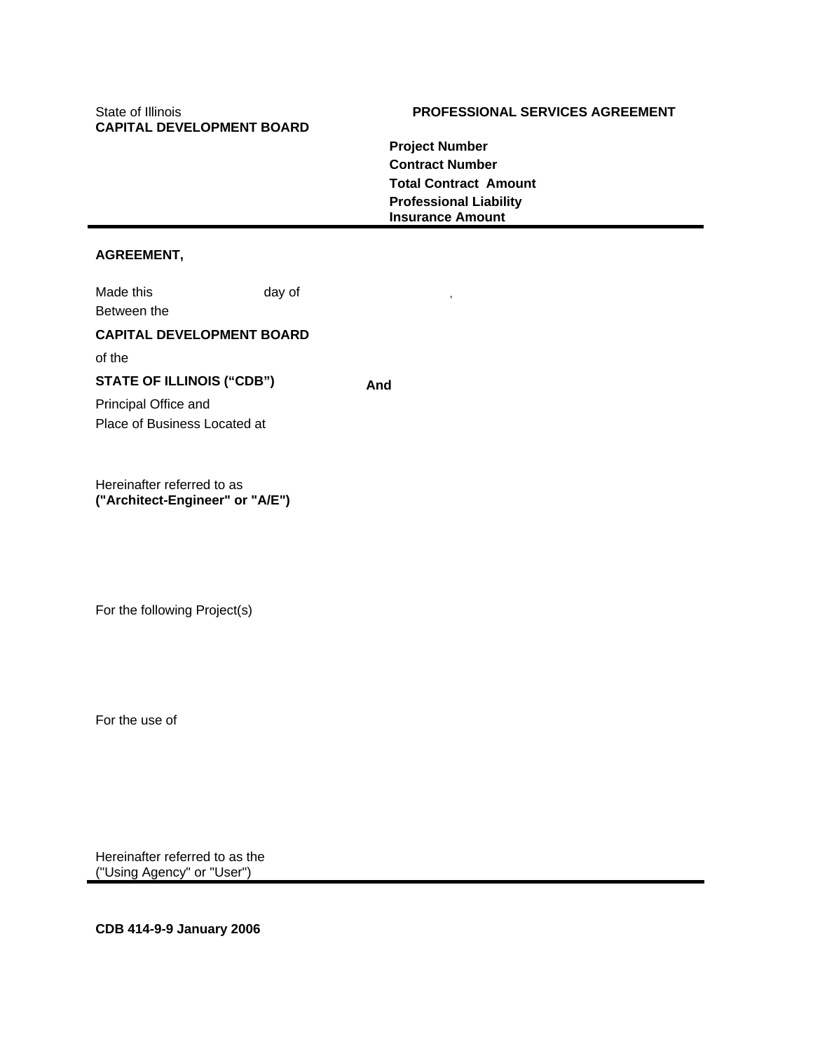State of Illinois
**CAPITAL DEVELOPMENT BOARD**

**PROFESSIONAL SERVICES AGREEMENT**

**Project Number**
**Contract Number**
**Total Contract Amount**
**Professional Liability Insurance Amount**

---

**AGREEMENT,**

Made this day of ,
Between the

**CAPITAL DEVELOPMENT BOARD**

of the

**STATE OF ILLINOIS ("CDB")**

**And**

Principal Office and
Place of Business Located at

Hereinafter referred to as
**("Architect-Engineer" or "A/E")**

For the following Project(s)

For the use of

Hereinafter referred to as the
("Using Agency" or "User")

---

**CDB 414-9-9 January 2006**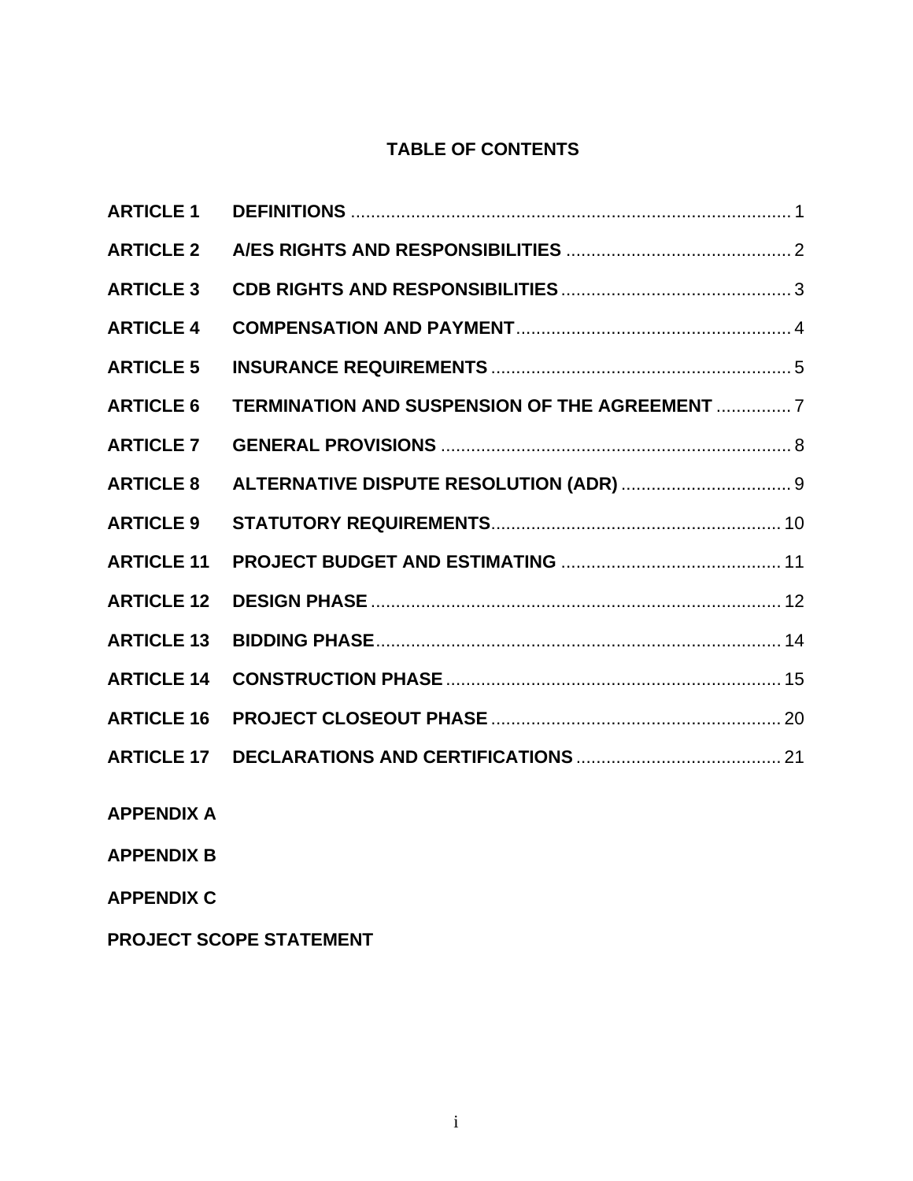# TABLE OF CONTENTS

| | | |
|---|---|---|
| **ARTICLE 1** | **DEFINITIONS** | 1 |
| **ARTICLE 2** | **A/ES RIGHTS AND RESPONSIBILITIES** | 2 |
| **ARTICLE 3** | **CDB RIGHTS AND RESPONSIBILITIES** | 3 |
| **ARTICLE 4** | **COMPENSATION AND PAYMENT** | 4 |
| **ARTICLE 5** | **INSURANCE REQUIREMENTS** | 5 |
| **ARTICLE 6** | **TERMINATION AND SUSPENSION OF THE AGREEMENT** | 7 |
| **ARTICLE 7** | **GENERAL PROVISIONS** | 8 |
| **ARTICLE 8** | **ALTERNATIVE DISPUTE RESOLUTION (ADR)** | 9 |
| **ARTICLE 9** | **STATUTORY REQUIREMENTS** | 10 |
| **ARTICLE 11** | **PROJECT BUDGET AND ESTIMATING** | 11 |
| **ARTICLE 12** | **DESIGN PHASE** | 12 |
| **ARTICLE 13** | **BIDDING PHASE** | 14 |
| **ARTICLE 14** | **CONSTRUCTION PHASE** | 15 |
| **ARTICLE 16** | **PROJECT CLOSEOUT PHASE** | 20 |
| **ARTICLE 17** | **DECLARATIONS AND CERTIFICATIONS** | 21 |

**APPENDIX A**

**APPENDIX B**

**APPENDIX C**

**PROJECT SCOPE STATEMENT**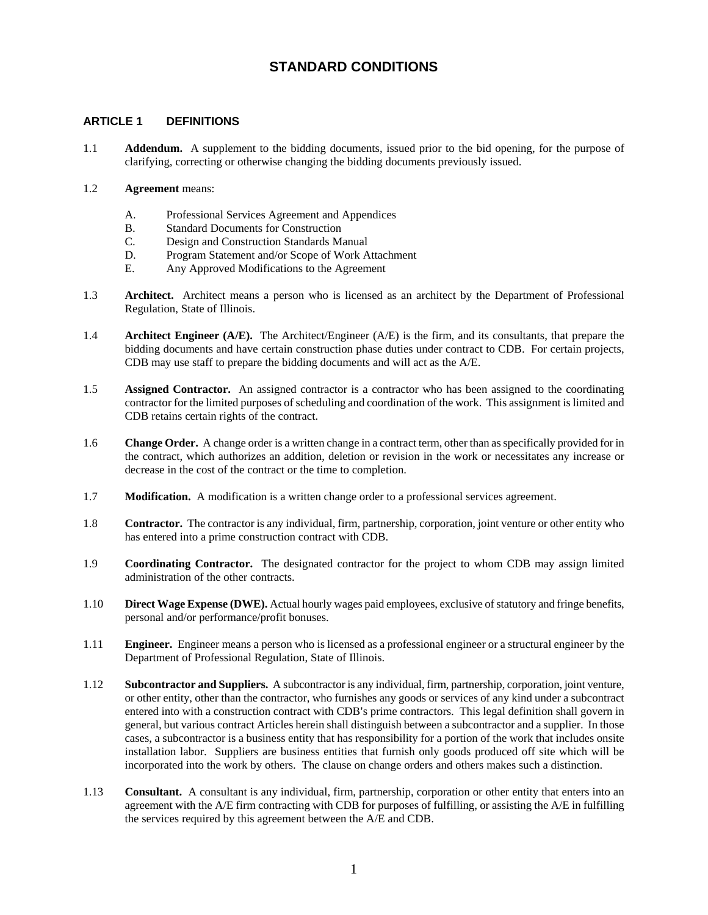# STANDARD CONDITIONS

## ARTICLE 1 DEFINITIONS

1.1 **Addendum.** A supplement to the bidding documents, issued prior to the bid opening, for the purpose of clarifying, correcting or otherwise changing the bidding documents previously issued.

1.2 **Agreement** means:

- A. Professional Services Agreement and Appendices
- B. Standard Documents for Construction
- C. Design and Construction Standards Manual
- D. Program Statement and/or Scope of Work Attachment
- E. Any Approved Modifications to the Agreement

1.3 **Architect.** Architect means a person who is licensed as an architect by the Department of Professional Regulation, State of Illinois.

1.4 **Architect Engineer (A/E).** The Architect/Engineer (A/E) is the firm, and its consultants, that prepare the bidding documents and have certain construction phase duties under contract to CDB. For certain projects, CDB may use staff to prepare the bidding documents and will act as the A/E.

1.5 **Assigned Contractor.** An assigned contractor is a contractor who has been assigned to the coordinating contractor for the limited purposes of scheduling and coordination of the work. This assignment is limited and CDB retains certain rights of the contract.

1.6 **Change Order.** A change order is a written change in a contract term, other than as specifically provided for in the contract, which authorizes an addition, deletion or revision in the work or necessitates any increase or decrease in the cost of the contract or the time to completion.

1.7 **Modification.** A modification is a written change order to a professional services agreement.

1.8 **Contractor.** The contractor is any individual, firm, partnership, corporation, joint venture or other entity who has entered into a prime construction contract with CDB.

1.9 **Coordinating Contractor.** The designated contractor for the project to whom CDB may assign limited administration of the other contracts.

1.10 **Direct Wage Expense (DWE).** Actual hourly wages paid employees, exclusive of statutory and fringe benefits, personal and/or performance/profit bonuses.

1.11 **Engineer.** Engineer means a person who is licensed as a professional engineer or a structural engineer by the Department of Professional Regulation, State of Illinois.

1.12 **Subcontractor and Suppliers.** A subcontractor is any individual, firm, partnership, corporation, joint venture, or other entity, other than the contractor, who furnishes any goods or services of any kind under a subcontract entered into with a construction contract with CDB's prime contractors. This legal definition shall govern in general, but various contract Articles herein shall distinguish between a subcontractor and a supplier. In those cases, a subcontractor is a business entity that has responsibility for a portion of the work that includes onsite installation labor. Suppliers are business entities that furnish only goods produced off site which will be incorporated into the work by others. The clause on change orders and others makes such a distinction.

1.13 **Consultant.** A consultant is any individual, firm, partnership, corporation or other entity that enters into an agreement with the A/E firm contracting with CDB for purposes of fulfilling, or assisting the A/E in fulfilling the services required by this agreement between the A/E and CDB.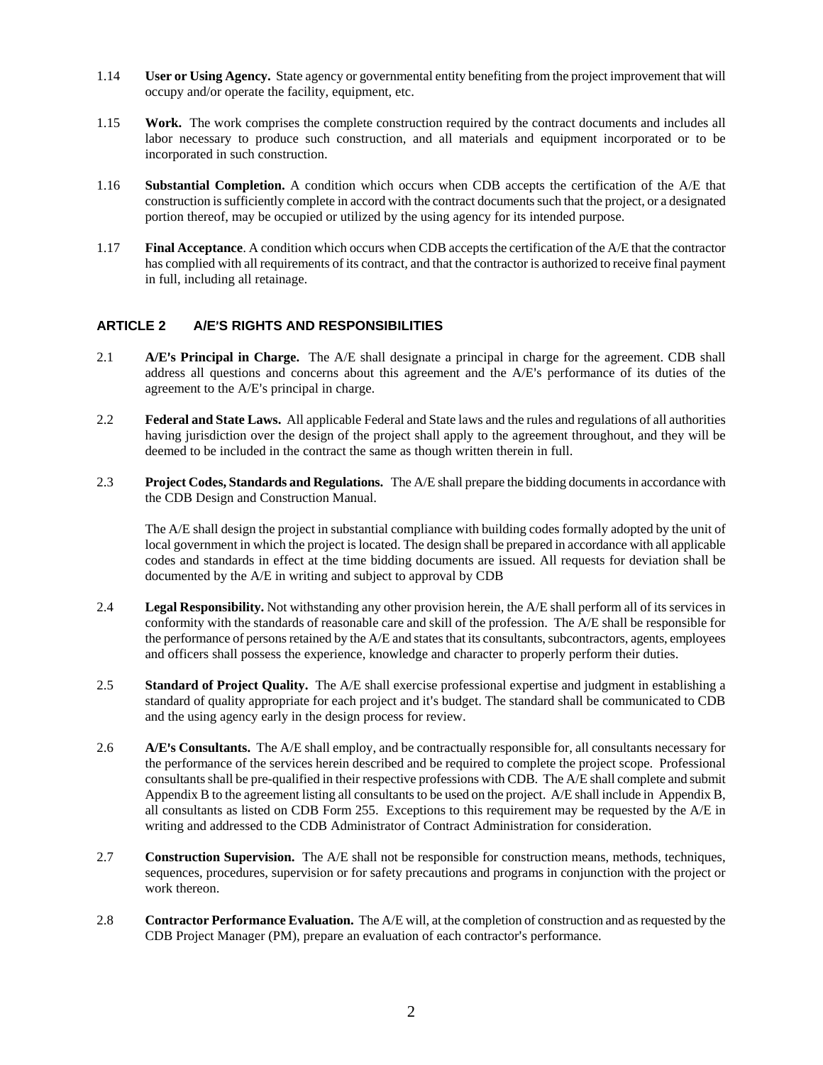1.14 **User or Using Agency.** State agency or governmental entity benefiting from the project improvement that will occupy and/or operate the facility, equipment, etc.

1.15 **Work.** The work comprises the complete construction required by the contract documents and includes all labor necessary to produce such construction, and all materials and equipment incorporated or to be incorporated in such construction.

1.16 **Substantial Completion.** A condition which occurs when CDB accepts the certification of the A/E that construction is sufficiently complete in accord with the contract documents such that the project, or a designated portion thereof, may be occupied or utilized by the using agency for its intended purpose.

1.17 **Final Acceptance**. A condition which occurs when CDB accepts the certification of the A/E that the contractor has complied with all requirements of its contract, and that the contractor is authorized to receive final payment in full, including all retainage.

## ARTICLE 2 A/E'S RIGHTS AND RESPONSIBILITIES

2.1 **A/E's Principal in Charge.** The A/E shall designate a principal in charge for the agreement. CDB shall address all questions and concerns about this agreement and the A/E's performance of its duties of the agreement to the A/E's principal in charge.

2.2 **Federal and State Laws.** All applicable Federal and State laws and the rules and regulations of all authorities having jurisdiction over the design of the project shall apply to the agreement throughout, and they will be deemed to be included in the contract the same as though written therein in full.

2.3 **Project Codes, Standards and Regulations.** The A/E shall prepare the bidding documents in accordance with the CDB Design and Construction Manual.

The A/E shall design the project in substantial compliance with building codes formally adopted by the unit of local government in which the project is located. The design shall be prepared in accordance with all applicable codes and standards in effect at the time bidding documents are issued. All requests for deviation shall be documented by the A/E in writing and subject to approval by CDB

2.4 **Legal Responsibility.** Not withstanding any other provision herein, the A/E shall perform all of its services in conformity with the standards of reasonable care and skill of the profession. The A/E shall be responsible for the performance of persons retained by the A/E and states that its consultants, subcontractors, agents, employees and officers shall possess the experience, knowledge and character to properly perform their duties.

2.5 **Standard of Project Quality.** The A/E shall exercise professional expertise and judgment in establishing a standard of quality appropriate for each project and it's budget. The standard shall be communicated to CDB and the using agency early in the design process for review.

2.6 **A/E's Consultants.** The A/E shall employ, and be contractually responsible for, all consultants necessary for the performance of the services herein described and be required to complete the project scope. Professional consultants shall be pre-qualified in their respective professions with CDB. The A/E shall complete and submit Appendix B to the agreement listing all consultants to be used on the project. A/E shall include in Appendix B, all consultants as listed on CDB Form 255. Exceptions to this requirement may be requested by the A/E in writing and addressed to the CDB Administrator of Contract Administration for consideration.

2.7 **Construction Supervision.** The A/E shall not be responsible for construction means, methods, techniques, sequences, procedures, supervision or for safety precautions and programs in conjunction with the project or work thereon.

2.8 **Contractor Performance Evaluation.** The A/E will, at the completion of construction and as requested by the CDB Project Manager (PM), prepare an evaluation of each contractor's performance.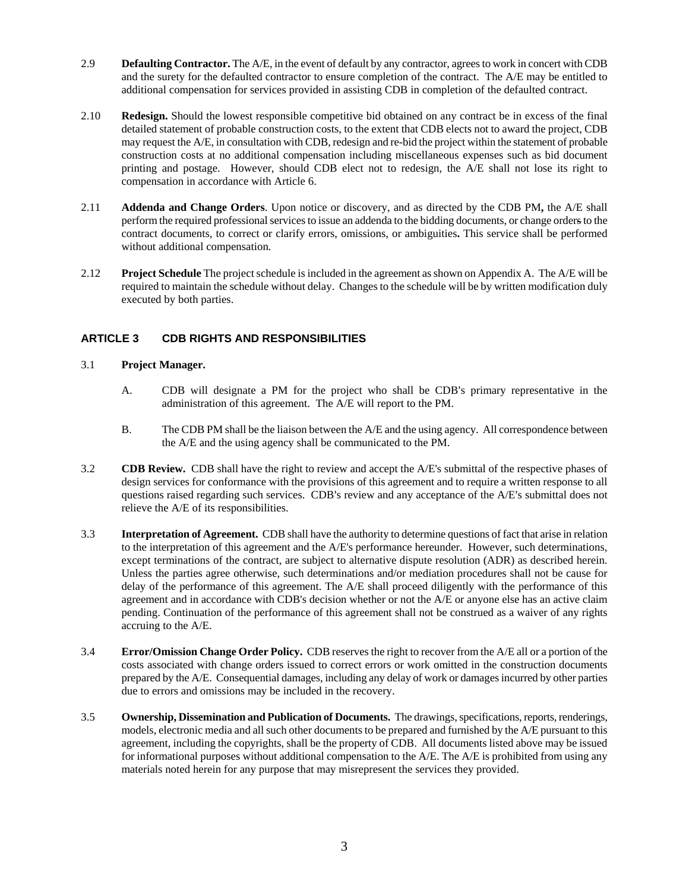2.9 **Defaulting Contractor.** The A/E, in the event of default by any contractor, agrees to work in concert with CDB and the surety for the defaulted contractor to ensure completion of the contract. The A/E may be entitled to additional compensation for services provided in assisting CDB in completion of the defaulted contract.

2.10 **Redesign.** Should the lowest responsible competitive bid obtained on any contract be in excess of the final detailed statement of probable construction costs, to the extent that CDB elects not to award the project, CDB may request the A/E, in consultation with CDB, redesign and re-bid the project within the statement of probable construction costs at no additional compensation including miscellaneous expenses such as bid document printing and postage. However, should CDB elect not to redesign, the A/E shall not lose its right to compensation in accordance with Article 6.

2.11 **Addenda and Change Orders**. Upon notice or discovery, and as directed by the CDB PM**,** the A/E shall perform the required professional services to issue an addenda to the bidding documents, or change orders to the contract documents, to correct or clarify errors, omissions, or ambiguities**.** This service shall be performed without additional compensation.

2.12 **Project Schedule** The project schedule is included in the agreement as shown on Appendix A. The A/E will be required to maintain the schedule without delay. Changes to the schedule will be by written modification duly executed by both parties.

## ARTICLE 3 CDB RIGHTS AND RESPONSIBILITIES

3.1 **Project Manager.**

A. CDB will designate a PM for the project who shall be CDB's primary representative in the administration of this agreement. The A/E will report to the PM.

B. The CDB PM shall be the liaison between the A/E and the using agency. All correspondence between the A/E and the using agency shall be communicated to the PM.

3.2 **CDB Review.** CDB shall have the right to review and accept the A/E's submittal of the respective phases of design services for conformance with the provisions of this agreement and to require a written response to all questions raised regarding such services. CDB's review and any acceptance of the A/E's submittal does not relieve the A/E of its responsibilities.

3.3 **Interpretation of Agreement.** CDB shall have the authority to determine questions of fact that arise in relation to the interpretation of this agreement and the A/E's performance hereunder. However, such determinations, except terminations of the contract, are subject to alternative dispute resolution (ADR) as described herein. Unless the parties agree otherwise, such determinations and/or mediation procedures shall not be cause for delay of the performance of this agreement. The A/E shall proceed diligently with the performance of this agreement and in accordance with CDB's decision whether or not the A/E or anyone else has an active claim pending. Continuation of the performance of this agreement shall not be construed as a waiver of any rights accruing to the A/E.

3.4 **Error/Omission Change Order Policy.** CDB reserves the right to recover from the A/E all or a portion of the costs associated with change orders issued to correct errors or work omitted in the construction documents prepared by the A/E. Consequential damages, including any delay of work or damages incurred by other parties due to errors and omissions may be included in the recovery.

3.5 **Ownership, Dissemination and Publication of Documents.** The drawings, specifications, reports, renderings, models, electronic media and all such other documents to be prepared and furnished by the A/E pursuant to this agreement, including the copyrights, shall be the property of CDB. All documents listed above may be issued for informational purposes without additional compensation to the A/E. The A/E is prohibited from using any materials noted herein for any purpose that may misrepresent the services they provided.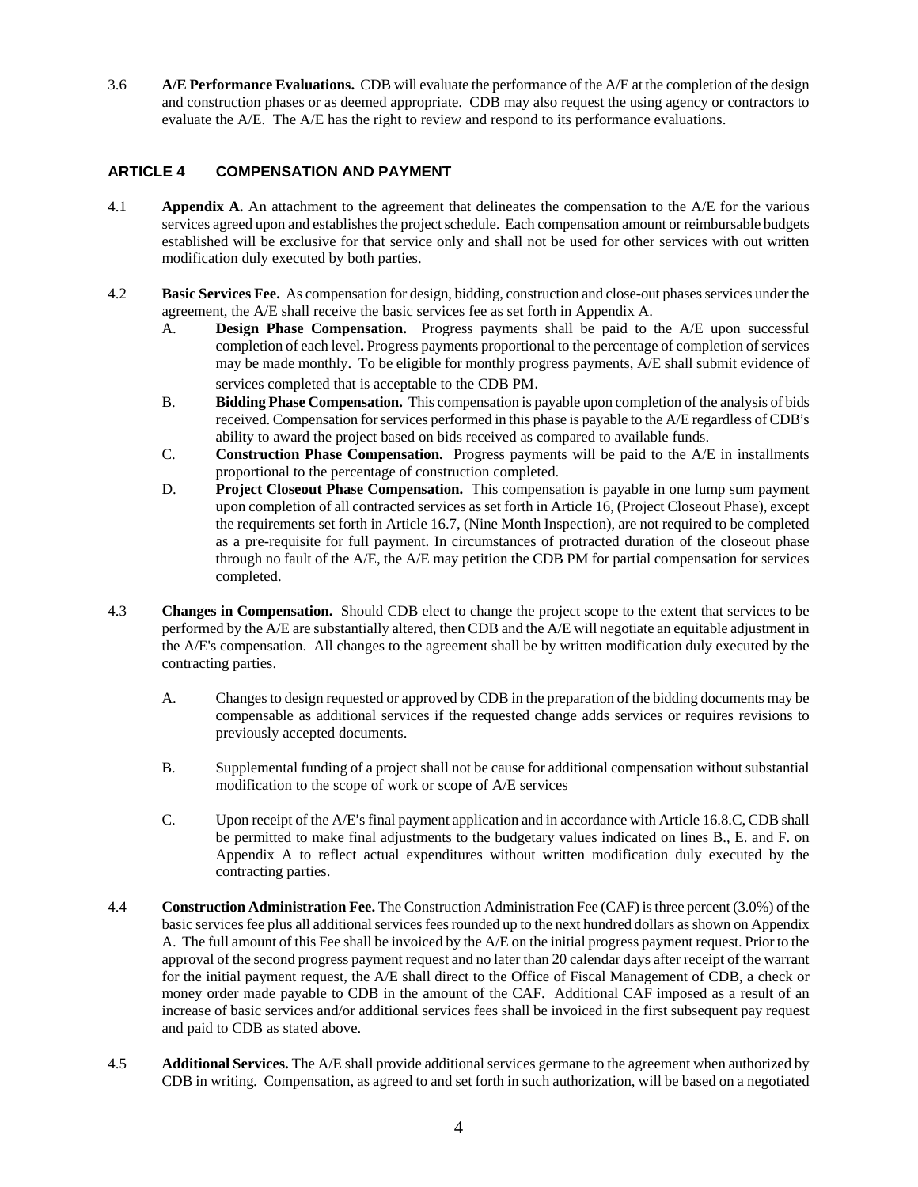3.6 **A/E Performance Evaluations.** CDB will evaluate the performance of the A/E at the completion of the design and construction phases or as deemed appropriate. CDB may also request the using agency or contractors to evaluate the A/E. The A/E has the right to review and respond to its performance evaluations.

## ARTICLE 4 COMPENSATION AND PAYMENT

4.1 **Appendix A.** An attachment to the agreement that delineates the compensation to the A/E for the various services agreed upon and establishes the project schedule. Each compensation amount or reimbursable budgets established will be exclusive for that service only and shall not be used for other services with out written modification duly executed by both parties.

4.2 **Basic Services Fee.** As compensation for design, bidding, construction and close-out phases services under the agreement, the A/E shall receive the basic services fee as set forth in Appendix A.

A. **Design Phase Compensation.** Progress payments shall be paid to the A/E upon successful completion of each level**.** Progress payments proportional to the percentage of completion of services may be made monthly. To be eligible for monthly progress payments, A/E shall submit evidence of services completed that is acceptable to the CDB PM.

B. **Bidding Phase Compensation.** This compensation is payable upon completion of the analysis of bids received. Compensation for services performed in this phase is payable to the A/E regardless of CDB's ability to award the project based on bids received as compared to available funds.

C. **Construction Phase Compensation.** Progress payments will be paid to the A/E in installments proportional to the percentage of construction completed.

D. **Project Closeout Phase Compensation.** This compensation is payable in one lump sum payment upon completion of all contracted services as set forth in Article 16, (Project Closeout Phase), except the requirements set forth in Article 16.7, (Nine Month Inspection), are not required to be completed as a pre-requisite for full payment. In circumstances of protracted duration of the closeout phase through no fault of the A/E, the A/E may petition the CDB PM for partial compensation for services completed.

4.3 **Changes in Compensation.** Should CDB elect to change the project scope to the extent that services to be performed by the A/E are substantially altered, then CDB and the A/E will negotiate an equitable adjustment in the A/E's compensation. All changes to the agreement shall be by written modification duly executed by the contracting parties.

A. Changes to design requested or approved by CDB in the preparation of the bidding documents may be compensable as additional services if the requested change adds services or requires revisions to previously accepted documents.

B. Supplemental funding of a project shall not be cause for additional compensation without substantial modification to the scope of work or scope of A/E services

C. Upon receipt of the A/E's final payment application and in accordance with Article 16.8.C, CDB shall be permitted to make final adjustments to the budgetary values indicated on lines B., E. and F. on Appendix A to reflect actual expenditures without written modification duly executed by the contracting parties.

4.4 **Construction Administration Fee.** The Construction Administration Fee (CAF) is three percent (3.0%) of the basic services fee plus all additional services fees rounded up to the next hundred dollars as shown on Appendix A. The full amount of this Fee shall be invoiced by the A/E on the initial progress payment request. Prior to the approval of the second progress payment request and no later than 20 calendar days after receipt of the warrant for the initial payment request, the A/E shall direct to the Office of Fiscal Management of CDB, a check or money order made payable to CDB in the amount of the CAF. Additional CAF imposed as a result of an increase of basic services and/or additional services fees shall be invoiced in the first subsequent pay request and paid to CDB as stated above.

4.5 **Additional Services.** The A/E shall provide additional services germane to the agreement when authorized by CDB in writing. Compensation, as agreed to and set forth in such authorization, will be based on a negotiated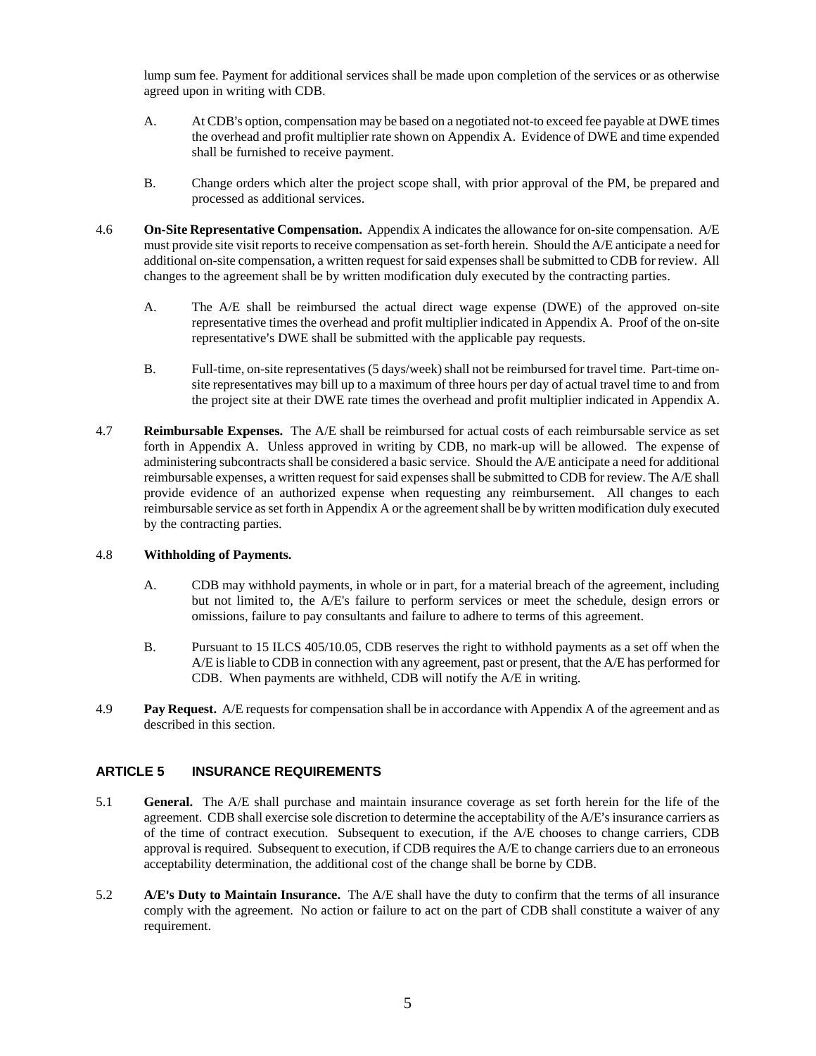lump sum fee. Payment for additional services shall be made upon completion of the services or as otherwise agreed upon in writing with CDB.

A. At CDB's option, compensation may be based on a negotiated not-to exceed fee payable at DWE times the overhead and profit multiplier rate shown on Appendix A. Evidence of DWE and time expended shall be furnished to receive payment.

B. Change orders which alter the project scope shall, with prior approval of the PM, be prepared and processed as additional services.

4.6 **On-Site Representative Compensation.** Appendix A indicates the allowance for on-site compensation. A/E must provide site visit reports to receive compensation as set-forth herein. Should the A/E anticipate a need for additional on-site compensation, a written request for said expenses shall be submitted to CDB for review. All changes to the agreement shall be by written modification duly executed by the contracting parties.

A. The A/E shall be reimbursed the actual direct wage expense (DWE) of the approved on-site representative times the overhead and profit multiplier indicated in Appendix A. Proof of the on-site representative's DWE shall be submitted with the applicable pay requests.

B. Full-time, on-site representatives (5 days/week) shall not be reimbursed for travel time. Part-time on-site representatives may bill up to a maximum of three hours per day of actual travel time to and from the project site at their DWE rate times the overhead and profit multiplier indicated in Appendix A.

4.7 **Reimbursable Expenses.** The A/E shall be reimbursed for actual costs of each reimbursable service as set forth in Appendix A. Unless approved in writing by CDB, no mark-up will be allowed. The expense of administering subcontracts shall be considered a basic service. Should the A/E anticipate a need for additional reimbursable expenses, a written request for said expenses shall be submitted to CDB for review. The A/E shall provide evidence of an authorized expense when requesting any reimbursement. All changes to each reimbursable service as set forth in Appendix A or the agreement shall be by written modification duly executed by the contracting parties.

4.8 **Withholding of Payments.**

A. CDB may withhold payments, in whole or in part, for a material breach of the agreement, including but not limited to, the A/E's failure to perform services or meet the schedule, design errors or omissions, failure to pay consultants and failure to adhere to terms of this agreement.

B. Pursuant to 15 ILCS 405/10.05, CDB reserves the right to withhold payments as a set off when the A/E is liable to CDB in connection with any agreement, past or present, that the A/E has performed for CDB. When payments are withheld, CDB will notify the A/E in writing.

4.9 **Pay Request.** A/E requests for compensation shall be in accordance with Appendix A of the agreement and as described in this section.

## ARTICLE 5 INSURANCE REQUIREMENTS

5.1 **General.** The A/E shall purchase and maintain insurance coverage as set forth herein for the life of the agreement. CDB shall exercise sole discretion to determine the acceptability of the A/E's insurance carriers as of the time of contract execution. Subsequent to execution, if the A/E chooses to change carriers, CDB approval is required. Subsequent to execution, if CDB requires the A/E to change carriers due to an erroneous acceptability determination, the additional cost of the change shall be borne by CDB.

5.2 **A/E's Duty to Maintain Insurance.** The A/E shall have the duty to confirm that the terms of all insurance comply with the agreement. No action or failure to act on the part of CDB shall constitute a waiver of any requirement.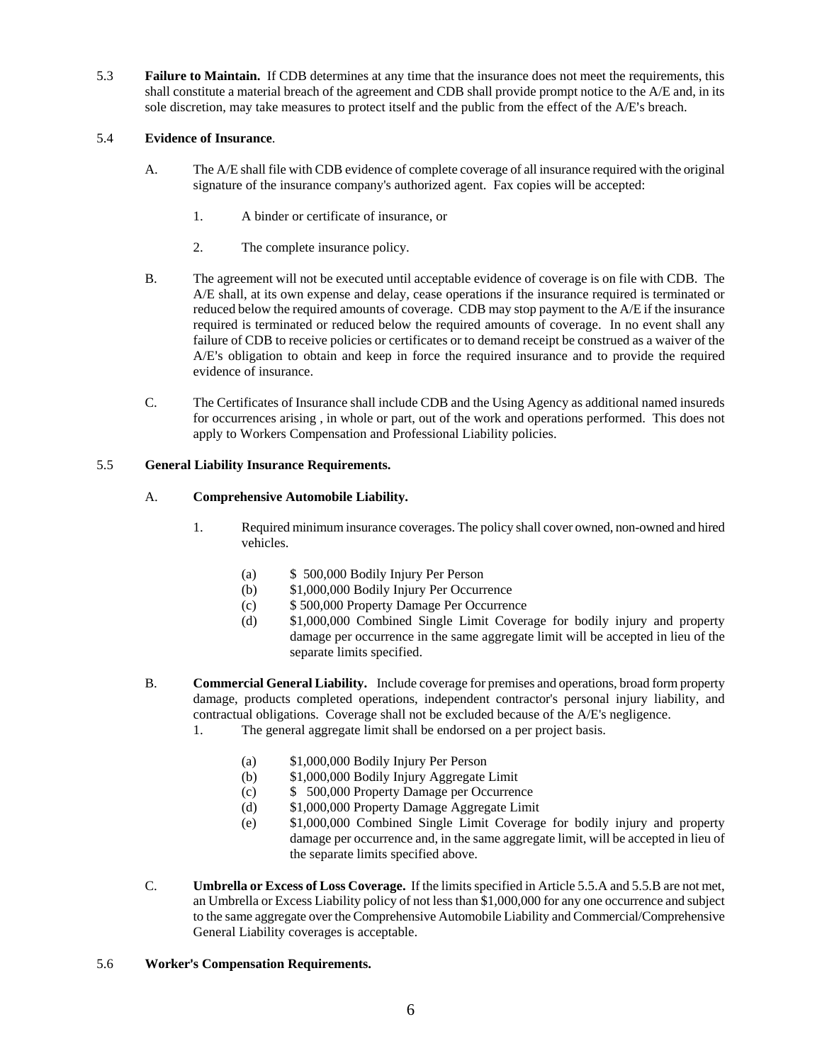5.3 **Failure to Maintain.** If CDB determines at any time that the insurance does not meet the requirements, this shall constitute a material breach of the agreement and CDB shall provide prompt notice to the A/E and, in its sole discretion, may take measures to protect itself and the public from the effect of the A/E's breach.

5.4 **Evidence of Insurance**.

A. The A/E shall file with CDB evidence of complete coverage of all insurance required with the original signature of the insurance company's authorized agent. Fax copies will be accepted:

1. A binder or certificate of insurance, or

2. The complete insurance policy.

B. The agreement will not be executed until acceptable evidence of coverage is on file with CDB. The A/E shall, at its own expense and delay, cease operations if the insurance required is terminated or reduced below the required amounts of coverage. CDB may stop payment to the A/E if the insurance required is terminated or reduced below the required amounts of coverage. In no event shall any failure of CDB to receive policies or certificates or to demand receipt be construed as a waiver of the A/E's obligation to obtain and keep in force the required insurance and to provide the required evidence of insurance.

C. The Certificates of Insurance shall include CDB and the Using Agency as additional named insureds for occurrences arising , in whole or part, out of the work and operations performed. This does not apply to Workers Compensation and Professional Liability policies.

5.5 **General Liability Insurance Requirements.**

A. **Comprehensive Automobile Liability.**

1. Required minimum insurance coverages. The policy shall cover owned, non-owned and hired vehicles.

   (a) $ 500,000 Bodily Injury Per Person
   (b) $1,000,000 Bodily Injury Per Occurrence
   (c) $ 500,000 Property Damage Per Occurrence
   (d) $1,000,000 Combined Single Limit Coverage for bodily injury and property damage per occurrence in the same aggregate limit will be accepted in lieu of the separate limits specified.

B. **Commercial General Liability.** Include coverage for premises and operations, broad form property damage, products completed operations, independent contractor's personal injury liability, and contractual obligations. Coverage shall not be excluded because of the A/E's negligence.

1. The general aggregate limit shall be endorsed on a per project basis.

   (a) $1,000,000 Bodily Injury Per Person
   (b) $1,000,000 Bodily Injury Aggregate Limit
   (c) $ 500,000 Property Damage per Occurrence
   (d) $1,000,000 Property Damage Aggregate Limit
   (e) $1,000,000 Combined Single Limit Coverage for bodily injury and property damage per occurrence and, in the same aggregate limit, will be accepted in lieu of the separate limits specified above.

C. **Umbrella or Excess of Loss Coverage.** If the limits specified in Article 5.5.A and 5.5.B are not met, an Umbrella or Excess Liability policy of not less than $1,000,000 for any one occurrence and subject to the same aggregate over the Comprehensive Automobile Liability and Commercial/Comprehensive General Liability coverages is acceptable.

5.6 **Worker's Compensation Requirements.**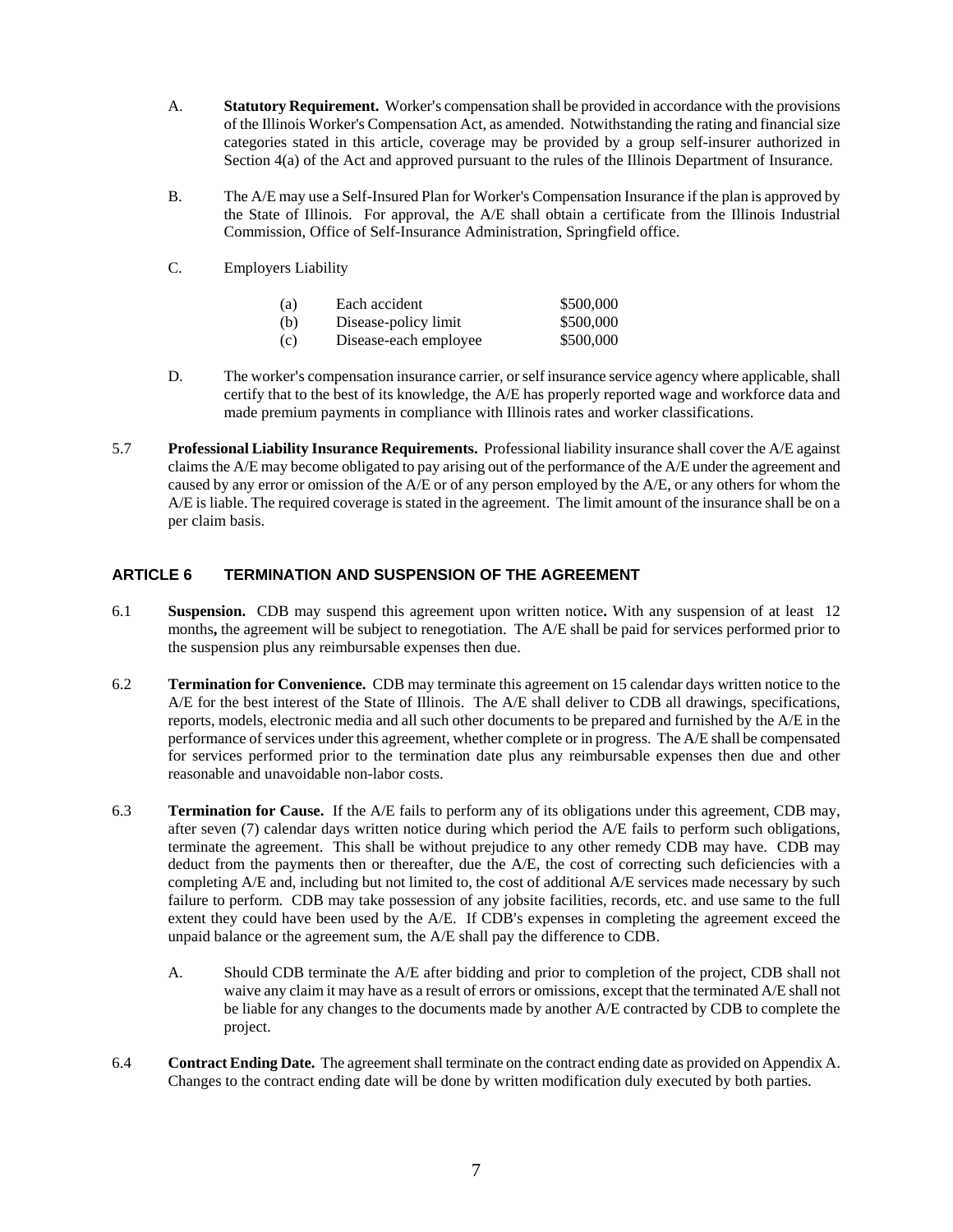A. **Statutory Requirement.** Worker's compensation shall be provided in accordance with the provisions of the Illinois Worker's Compensation Act, as amended. Notwithstanding the rating and financial size categories stated in this article, coverage may be provided by a group self-insurer authorized in Section 4(a) of the Act and approved pursuant to the rules of the Illinois Department of Insurance.

B. The A/E may use a Self-Insured Plan for Worker's Compensation Insurance if the plan is approved by the State of Illinois. For approval, the A/E shall obtain a certificate from the Illinois Industrial Commission, Office of Self-Insurance Administration, Springfield office.

C. Employers Liability

| | | |
|---|---|---|
| (a) | Each accident | \$500,000 |
| (b) | Disease-policy limit | \$500,000 |
| (c) | Disease-each employee | \$500,000 |

D. The worker's compensation insurance carrier, or self insurance service agency where applicable, shall certify that to the best of its knowledge, the A/E has properly reported wage and workforce data and made premium payments in compliance with Illinois rates and worker classifications.

5.7 **Professional Liability Insurance Requirements.** Professional liability insurance shall cover the A/E against claims the A/E may become obligated to pay arising out of the performance of the A/E under the agreement and caused by any error or omission of the A/E or of any person employed by the A/E, or any others for whom the A/E is liable. The required coverage is stated in the agreement. The limit amount of the insurance shall be on a per claim basis.

## ARTICLE 6 TERMINATION AND SUSPENSION OF THE AGREEMENT

6.1 **Suspension.** CDB may suspend this agreement upon written notice**.** With any suspension of at least 12 months**,** the agreement will be subject to renegotiation. The A/E shall be paid for services performed prior to the suspension plus any reimbursable expenses then due.

6.2 **Termination for Convenience.** CDB may terminate this agreement on 15 calendar days written notice to the A/E for the best interest of the State of Illinois. The A/E shall deliver to CDB all drawings, specifications, reports, models, electronic media and all such other documents to be prepared and furnished by the A/E in the performance of services under this agreement, whether complete or in progress. The A/E shall be compensated for services performed prior to the termination date plus any reimbursable expenses then due and other reasonable and unavoidable non-labor costs.

6.3 **Termination for Cause.** If the A/E fails to perform any of its obligations under this agreement, CDB may, after seven (7) calendar days written notice during which period the A/E fails to perform such obligations, terminate the agreement. This shall be without prejudice to any other remedy CDB may have. CDB may deduct from the payments then or thereafter, due the A/E, the cost of correcting such deficiencies with a completing A/E and, including but not limited to, the cost of additional A/E services made necessary by such failure to perform. CDB may take possession of any jobsite facilities, records, etc. and use same to the full extent they could have been used by the A/E. If CDB's expenses in completing the agreement exceed the unpaid balance or the agreement sum, the A/E shall pay the difference to CDB.

A. Should CDB terminate the A/E after bidding and prior to completion of the project, CDB shall not waive any claim it may have as a result of errors or omissions, except that the terminated A/E shall not be liable for any changes to the documents made by another A/E contracted by CDB to complete the project.

6.4 **Contract Ending Date.** The agreement shall terminate on the contract ending date as provided on Appendix A. Changes to the contract ending date will be done by written modification duly executed by both parties.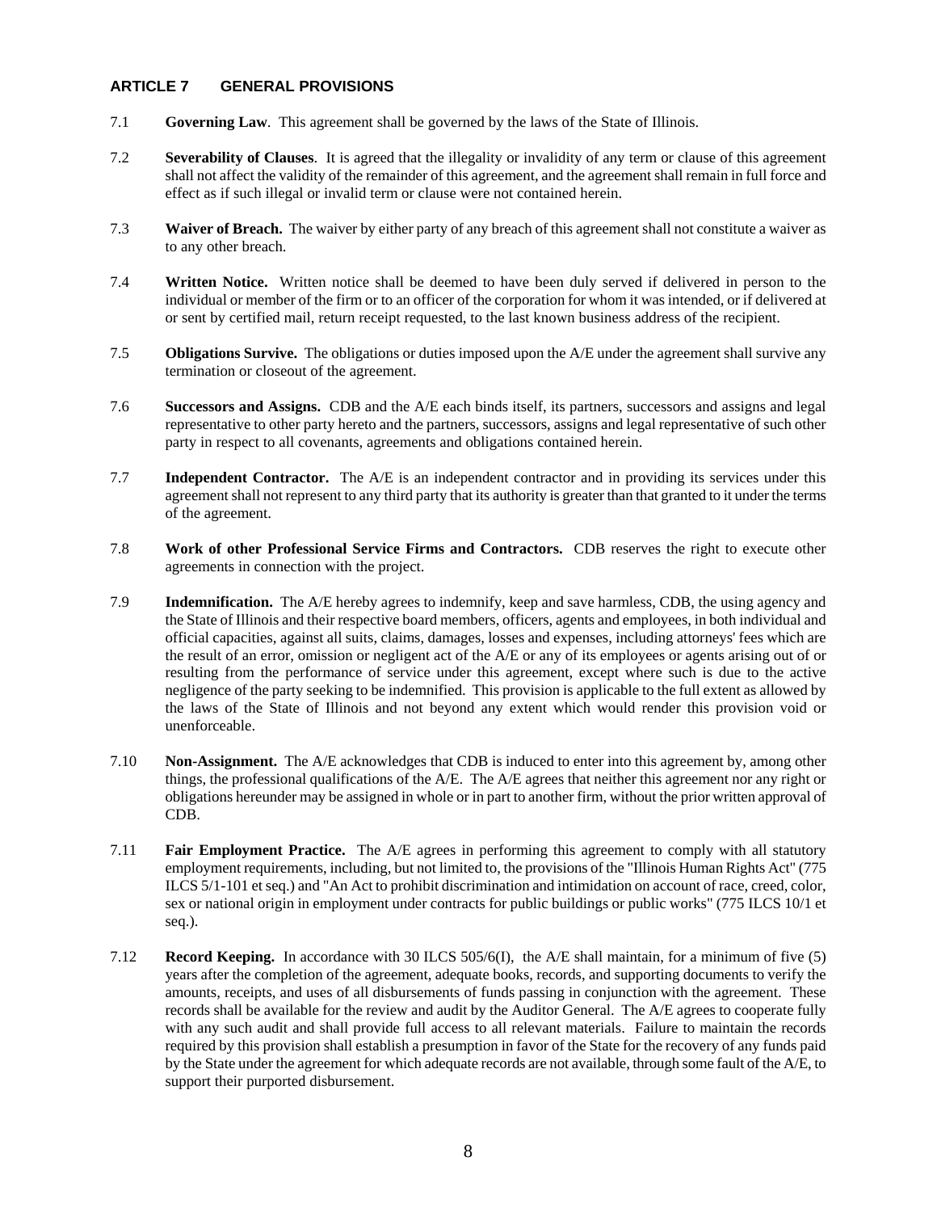## ARTICLE 7 GENERAL PROVISIONS

7.1 **Governing Law**. This agreement shall be governed by the laws of the State of Illinois.

7.2 **Severability of Clauses**. It is agreed that the illegality or invalidity of any term or clause of this agreement shall not affect the validity of the remainder of this agreement, and the agreement shall remain in full force and effect as if such illegal or invalid term or clause were not contained herein.

7.3 **Waiver of Breach.** The waiver by either party of any breach of this agreement shall not constitute a waiver as to any other breach.

7.4 **Written Notice.** Written notice shall be deemed to have been duly served if delivered in person to the individual or member of the firm or to an officer of the corporation for whom it was intended, or if delivered at or sent by certified mail, return receipt requested, to the last known business address of the recipient.

7.5 **Obligations Survive.** The obligations or duties imposed upon the A/E under the agreement shall survive any termination or closeout of the agreement.

7.6 **Successors and Assigns.** CDB and the A/E each binds itself, its partners, successors and assigns and legal representative to other party hereto and the partners, successors, assigns and legal representative of such other party in respect to all covenants, agreements and obligations contained herein.

7.7 **Independent Contractor.** The A/E is an independent contractor and in providing its services under this agreement shall not represent to any third party that its authority is greater than that granted to it under the terms of the agreement.

7.8 **Work of other Professional Service Firms and Contractors.** CDB reserves the right to execute other agreements in connection with the project.

7.9 **Indemnification.** The A/E hereby agrees to indemnify, keep and save harmless, CDB, the using agency and the State of Illinois and their respective board members, officers, agents and employees, in both individual and official capacities, against all suits, claims, damages, losses and expenses, including attorneys' fees which are the result of an error, omission or negligent act of the A/E or any of its employees or agents arising out of or resulting from the performance of service under this agreement, except where such is due to the active negligence of the party seeking to be indemnified. This provision is applicable to the full extent as allowed by the laws of the State of Illinois and not beyond any extent which would render this provision void or unenforceable.

7.10 **Non-Assignment.** The A/E acknowledges that CDB is induced to enter into this agreement by, among other things, the professional qualifications of the A/E. The A/E agrees that neither this agreement nor any right or obligations hereunder may be assigned in whole or in part to another firm, without the prior written approval of CDB.

7.11 **Fair Employment Practice.** The A/E agrees in performing this agreement to comply with all statutory employment requirements, including, but not limited to, the provisions of the "Illinois Human Rights Act" (775 ILCS 5/1-101 et seq.) and "An Act to prohibit discrimination and intimidation on account of race, creed, color, sex or national origin in employment under contracts for public buildings or public works" (775 ILCS 10/1 et seq.).

7.12 **Record Keeping.** In accordance with 30 ILCS 505/6(I), the A/E shall maintain, for a minimum of five (5) years after the completion of the agreement, adequate books, records, and supporting documents to verify the amounts, receipts, and uses of all disbursements of funds passing in conjunction with the agreement. These records shall be available for the review and audit by the Auditor General. The A/E agrees to cooperate fully with any such audit and shall provide full access to all relevant materials. Failure to maintain the records required by this provision shall establish a presumption in favor of the State for the recovery of any funds paid by the State under the agreement for which adequate records are not available, through some fault of the A/E, to support their purported disbursement.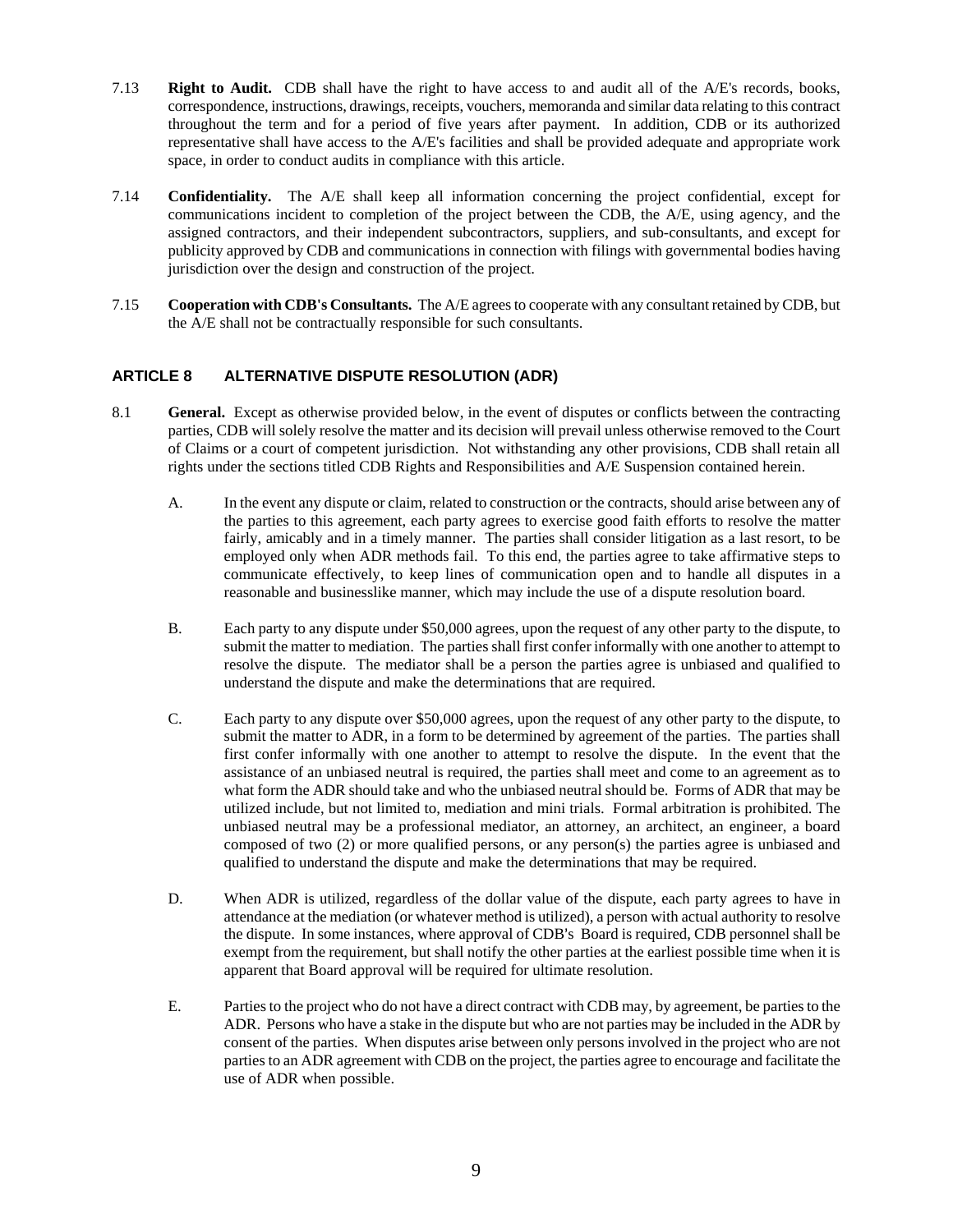7.13 **Right to Audit.** CDB shall have the right to have access to and audit all of the A/E's records, books, correspondence, instructions, drawings, receipts, vouchers, memoranda and similar data relating to this contract throughout the term and for a period of five years after payment. In addition, CDB or its authorized representative shall have access to the A/E's facilities and shall be provided adequate and appropriate work space, in order to conduct audits in compliance with this article.

7.14 **Confidentiality.** The A/E shall keep all information concerning the project confidential, except for communications incident to completion of the project between the CDB, the A/E, using agency, and the assigned contractors, and their independent subcontractors, suppliers, and sub-consultants, and except for publicity approved by CDB and communications in connection with filings with governmental bodies having jurisdiction over the design and construction of the project.

7.15 **Cooperation with CDB's Consultants.** The A/E agrees to cooperate with any consultant retained by CDB, but the A/E shall not be contractually responsible for such consultants.

## ARTICLE 8 ALTERNATIVE DISPUTE RESOLUTION (ADR)

8.1 **General.** Except as otherwise provided below, in the event of disputes or conflicts between the contracting parties, CDB will solely resolve the matter and its decision will prevail unless otherwise removed to the Court of Claims or a court of competent jurisdiction. Not withstanding any other provisions, CDB shall retain all rights under the sections titled CDB Rights and Responsibilities and A/E Suspension contained herein.

A. In the event any dispute or claim, related to construction or the contracts, should arise between any of the parties to this agreement, each party agrees to exercise good faith efforts to resolve the matter fairly, amicably and in a timely manner. The parties shall consider litigation as a last resort, to be employed only when ADR methods fail. To this end, the parties agree to take affirmative steps to communicate effectively, to keep lines of communication open and to handle all disputes in a reasonable and businesslike manner, which may include the use of a dispute resolution board.

B. Each party to any dispute under $50,000 agrees, upon the request of any other party to the dispute, to submit the matter to mediation. The parties shall first confer informally with one another to attempt to resolve the dispute. The mediator shall be a person the parties agree is unbiased and qualified to understand the dispute and make the determinations that are required.

C. Each party to any dispute over $50,000 agrees, upon the request of any other party to the dispute, to submit the matter to ADR, in a form to be determined by agreement of the parties. The parties shall first confer informally with one another to attempt to resolve the dispute. In the event that the assistance of an unbiased neutral is required, the parties shall meet and come to an agreement as to what form the ADR should take and who the unbiased neutral should be. Forms of ADR that may be utilized include, but not limited to, mediation and mini trials. Formal arbitration is prohibited. The unbiased neutral may be a professional mediator, an attorney, an architect, an engineer, a board composed of two (2) or more qualified persons, or any person(s) the parties agree is unbiased and qualified to understand the dispute and make the determinations that may be required.

D. When ADR is utilized, regardless of the dollar value of the dispute, each party agrees to have in attendance at the mediation (or whatever method is utilized), a person with actual authority to resolve the dispute. In some instances, where approval of CDB's Board is required, CDB personnel shall be exempt from the requirement, but shall notify the other parties at the earliest possible time when it is apparent that Board approval will be required for ultimate resolution.

E. Parties to the project who do not have a direct contract with CDB may, by agreement, be parties to the ADR. Persons who have a stake in the dispute but who are not parties may be included in the ADR by consent of the parties. When disputes arise between only persons involved in the project who are not parties to an ADR agreement with CDB on the project, the parties agree to encourage and facilitate the use of ADR when possible.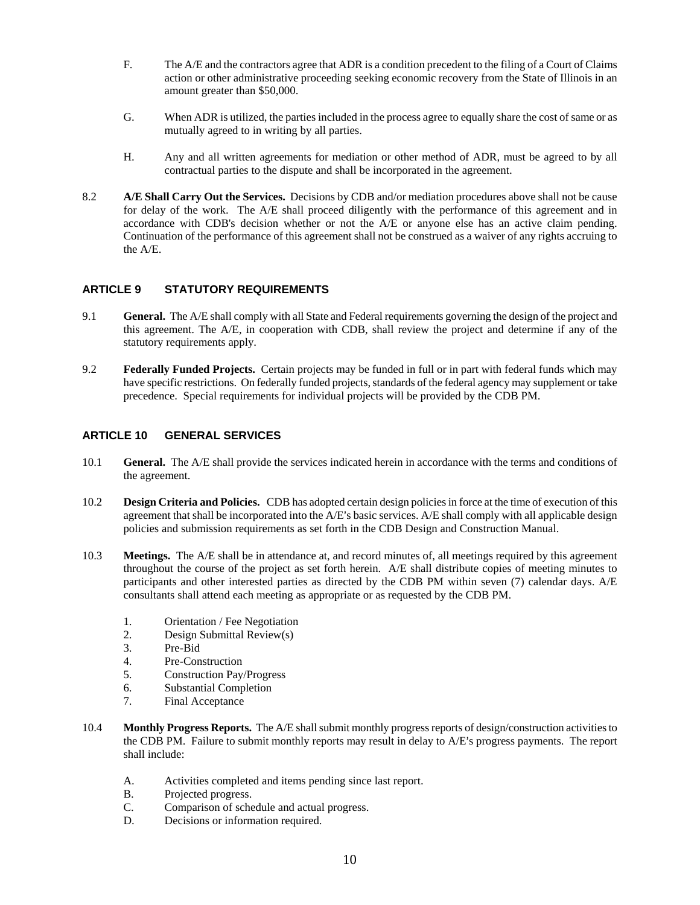F. The A/E and the contractors agree that ADR is a condition precedent to the filing of a Court of Claims action or other administrative proceeding seeking economic recovery from the State of Illinois in an amount greater than $50,000.

G. When ADR is utilized, the parties included in the process agree to equally share the cost of same or as mutually agreed to in writing by all parties.

H. Any and all written agreements for mediation or other method of ADR, must be agreed to by all contractual parties to the dispute and shall be incorporated in the agreement.

8.2 **A/E Shall Carry Out the Services.** Decisions by CDB and/or mediation procedures above shall not be cause for delay of the work. The A/E shall proceed diligently with the performance of this agreement and in accordance with CDB's decision whether or not the A/E or anyone else has an active claim pending. Continuation of the performance of this agreement shall not be construed as a waiver of any rights accruing to the A/E.

## ARTICLE 9 STATUTORY REQUIREMENTS

9.1 **General.** The A/E shall comply with all State and Federal requirements governing the design of the project and this agreement. The A/E, in cooperation with CDB, shall review the project and determine if any of the statutory requirements apply.

9.2 **Federally Funded Projects.** Certain projects may be funded in full or in part with federal funds which may have specific restrictions. On federally funded projects, standards of the federal agency may supplement or take precedence. Special requirements for individual projects will be provided by the CDB PM.

## ARTICLE 10 GENERAL SERVICES

10.1 **General.** The A/E shall provide the services indicated herein in accordance with the terms and conditions of the agreement.

10.2 **Design Criteria and Policies.** CDB has adopted certain design policies in force at the time of execution of this agreement that shall be incorporated into the A/E's basic services. A/E shall comply with all applicable design policies and submission requirements as set forth in the CDB Design and Construction Manual.

10.3 **Meetings.** The A/E shall be in attendance at, and record minutes of, all meetings required by this agreement throughout the course of the project as set forth herein. A/E shall distribute copies of meeting minutes to participants and other interested parties as directed by the CDB PM within seven (7) calendar days. A/E consultants shall attend each meeting as appropriate or as requested by the CDB PM.

1. Orientation / Fee Negotiation
2. Design Submittal Review(s)
3. Pre-Bid
4. Pre-Construction
5. Construction Pay/Progress
6. Substantial Completion
7. Final Acceptance

10.4 **Monthly Progress Reports.** The A/E shall submit monthly progress reports of design/construction activities to the CDB PM. Failure to submit monthly reports may result in delay to A/E's progress payments. The report shall include:

A. Activities completed and items pending since last report.
B. Projected progress.
C. Comparison of schedule and actual progress.
D. Decisions or information required.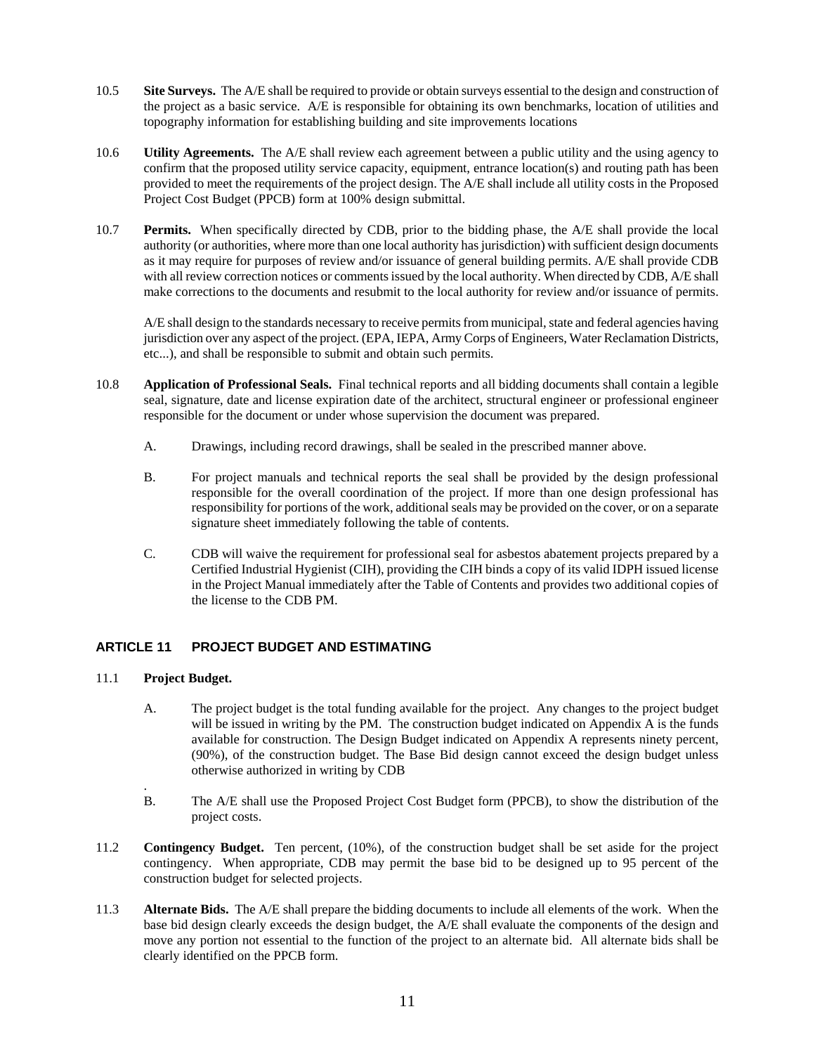10.5 **Site Surveys.** The A/E shall be required to provide or obtain surveys essential to the design and construction of the project as a basic service. A/E is responsible for obtaining its own benchmarks, location of utilities and topography information for establishing building and site improvements locations

10.6 **Utility Agreements.** The A/E shall review each agreement between a public utility and the using agency to confirm that the proposed utility service capacity, equipment, entrance location(s) and routing path has been provided to meet the requirements of the project design. The A/E shall include all utility costs in the Proposed Project Cost Budget (PPCB) form at 100% design submittal.

10.7 **Permits.** When specifically directed by CDB, prior to the bidding phase, the A/E shall provide the local authority (or authorities, where more than one local authority has jurisdiction) with sufficient design documents as it may require for purposes of review and/or issuance of general building permits. A/E shall provide CDB with all review correction notices or comments issued by the local authority. When directed by CDB, A/E shall make corrections to the documents and resubmit to the local authority for review and/or issuance of permits.

A/E shall design to the standards necessary to receive permits from municipal, state and federal agencies having jurisdiction over any aspect of the project. (EPA, IEPA, Army Corps of Engineers, Water Reclamation Districts, etc...), and shall be responsible to submit and obtain such permits.

10.8 **Application of Professional Seals.** Final technical reports and all bidding documents shall contain a legible seal, signature, date and license expiration date of the architect, structural engineer or professional engineer responsible for the document or under whose supervision the document was prepared.

A. Drawings, including record drawings, shall be sealed in the prescribed manner above.

B. For project manuals and technical reports the seal shall be provided by the design professional responsible for the overall coordination of the project. If more than one design professional has responsibility for portions of the work, additional seals may be provided on the cover, or on a separate signature sheet immediately following the table of contents.

C. CDB will waive the requirement for professional seal for asbestos abatement projects prepared by a Certified Industrial Hygienist (CIH), providing the CIH binds a copy of its valid IDPH issued license in the Project Manual immediately after the Table of Contents and provides two additional copies of the license to the CDB PM.

## ARTICLE 11 PROJECT BUDGET AND ESTIMATING

11.1 **Project Budget.**

A. The project budget is the total funding available for the project. Any changes to the project budget will be issued in writing by the PM. The construction budget indicated on Appendix A is the funds available for construction. The Design Budget indicated on Appendix A represents ninety percent, (90%), of the construction budget. The Base Bid design cannot exceed the design budget unless otherwise authorized in writing by CDB

.

B. The A/E shall use the Proposed Project Cost Budget form (PPCB), to show the distribution of the project costs.

11.2 **Contingency Budget.** Ten percent, (10%), of the construction budget shall be set aside for the project contingency. When appropriate, CDB may permit the base bid to be designed up to 95 percent of the construction budget for selected projects.

11.3 **Alternate Bids.** The A/E shall prepare the bidding documents to include all elements of the work. When the base bid design clearly exceeds the design budget, the A/E shall evaluate the components of the design and move any portion not essential to the function of the project to an alternate bid. All alternate bids shall be clearly identified on the PPCB form.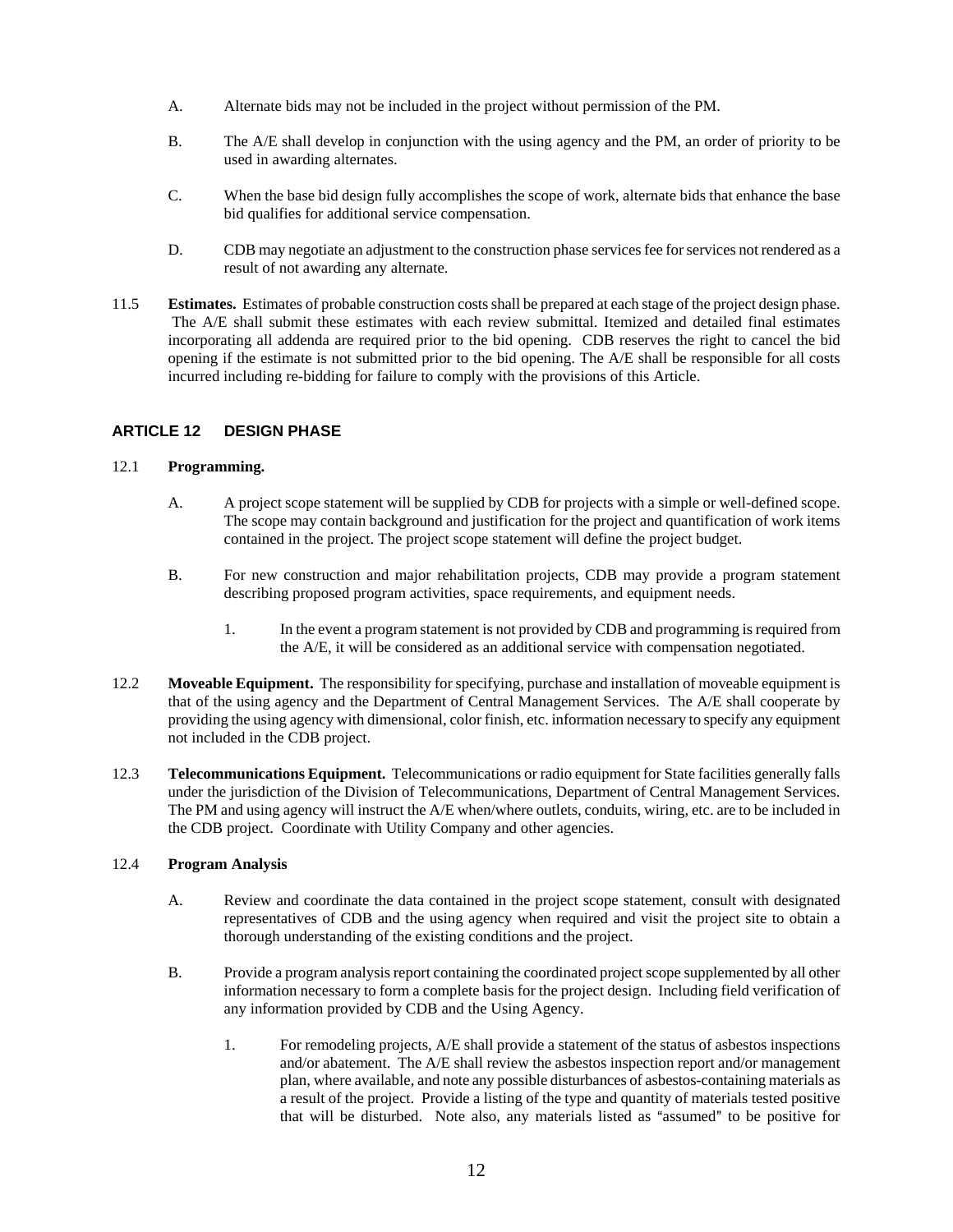A. Alternate bids may not be included in the project without permission of the PM.

B. The A/E shall develop in conjunction with the using agency and the PM, an order of priority to be used in awarding alternates.

C. When the base bid design fully accomplishes the scope of work, alternate bids that enhance the base bid qualifies for additional service compensation.

D. CDB may negotiate an adjustment to the construction phase services fee for services not rendered as a result of not awarding any alternate.

11.5 **Estimates.** Estimates of probable construction costs shall be prepared at each stage of the project design phase. The A/E shall submit these estimates with each review submittal. Itemized and detailed final estimates incorporating all addenda are required prior to the bid opening. CDB reserves the right to cancel the bid opening if the estimate is not submitted prior to the bid opening. The A/E shall be responsible for all costs incurred including re-bidding for failure to comply with the provisions of this Article.

## ARTICLE 12 DESIGN PHASE

12.1 **Programming.**

A. A project scope statement will be supplied by CDB for projects with a simple or well-defined scope. The scope may contain background and justification for the project and quantification of work items contained in the project. The project scope statement will define the project budget.

B. For new construction and major rehabilitation projects, CDB may provide a program statement describing proposed program activities, space requirements, and equipment needs.

1. In the event a program statement is not provided by CDB and programming is required from the A/E, it will be considered as an additional service with compensation negotiated.

12.2 **Moveable Equipment.** The responsibility for specifying, purchase and installation of moveable equipment is that of the using agency and the Department of Central Management Services. The A/E shall cooperate by providing the using agency with dimensional, color finish, etc. information necessary to specify any equipment not included in the CDB project.

12.3 **Telecommunications Equipment.** Telecommunications or radio equipment for State facilities generally falls under the jurisdiction of the Division of Telecommunications, Department of Central Management Services. The PM and using agency will instruct the A/E when/where outlets, conduits, wiring, etc. are to be included in the CDB project. Coordinate with Utility Company and other agencies.

12.4 **Program Analysis**

A. Review and coordinate the data contained in the project scope statement, consult with designated representatives of CDB and the using agency when required and visit the project site to obtain a thorough understanding of the existing conditions and the project.

B. Provide a program analysis report containing the coordinated project scope supplemented by all other information necessary to form a complete basis for the project design. Including field verification of any information provided by CDB and the Using Agency.

1. For remodeling projects, A/E shall provide a statement of the status of asbestos inspections and/or abatement. The A/E shall review the asbestos inspection report and/or management plan, where available, and note any possible disturbances of asbestos-containing materials as a result of the project. Provide a listing of the type and quantity of materials tested positive that will be disturbed. Note also, any materials listed as "assumed" to be positive for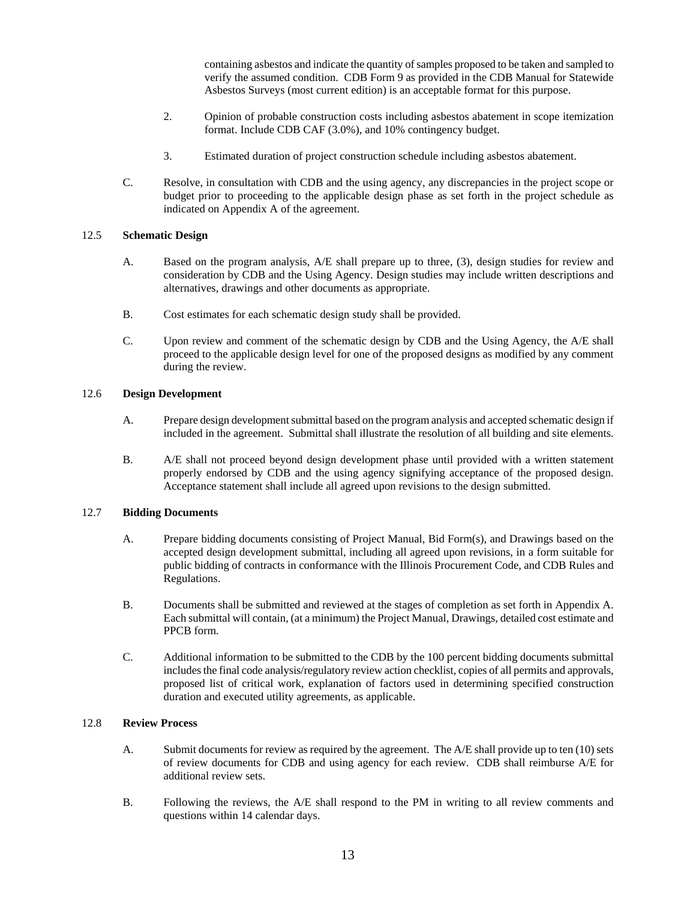containing asbestos and indicate the quantity of samples proposed to be taken and sampled to verify the assumed condition. CDB Form 9 as provided in the CDB Manual for Statewide Asbestos Surveys (most current edition) is an acceptable format for this purpose.

2. Opinion of probable construction costs including asbestos abatement in scope itemization format. Include CDB CAF (3.0%), and 10% contingency budget.

3. Estimated duration of project construction schedule including asbestos abatement.

C. Resolve, in consultation with CDB and the using agency, any discrepancies in the project scope or budget prior to proceeding to the applicable design phase as set forth in the project schedule as indicated on Appendix A of the agreement.

12.5 **Schematic Design**

A. Based on the program analysis, A/E shall prepare up to three, (3), design studies for review and consideration by CDB and the Using Agency. Design studies may include written descriptions and alternatives, drawings and other documents as appropriate.

B. Cost estimates for each schematic design study shall be provided.

C. Upon review and comment of the schematic design by CDB and the Using Agency, the A/E shall proceed to the applicable design level for one of the proposed designs as modified by any comment during the review.

12.6 **Design Development**

A. Prepare design development submittal based on the program analysis and accepted schematic design if included in the agreement. Submittal shall illustrate the resolution of all building and site elements.

B. A/E shall not proceed beyond design development phase until provided with a written statement properly endorsed by CDB and the using agency signifying acceptance of the proposed design. Acceptance statement shall include all agreed upon revisions to the design submitted.

12.7 **Bidding Documents**

A. Prepare bidding documents consisting of Project Manual, Bid Form(s), and Drawings based on the accepted design development submittal, including all agreed upon revisions, in a form suitable for public bidding of contracts in conformance with the Illinois Procurement Code, and CDB Rules and Regulations.

B. Documents shall be submitted and reviewed at the stages of completion as set forth in Appendix A. Each submittal will contain, (at a minimum) the Project Manual, Drawings, detailed cost estimate and PPCB form.

C. Additional information to be submitted to the CDB by the 100 percent bidding documents submittal includes the final code analysis/regulatory review action checklist, copies of all permits and approvals, proposed list of critical work, explanation of factors used in determining specified construction duration and executed utility agreements, as applicable.

12.8 **Review Process**

A. Submit documents for review as required by the agreement. The A/E shall provide up to ten (10) sets of review documents for CDB and using agency for each review. CDB shall reimburse A/E for additional review sets.

B. Following the reviews, the A/E shall respond to the PM in writing to all review comments and questions within 14 calendar days.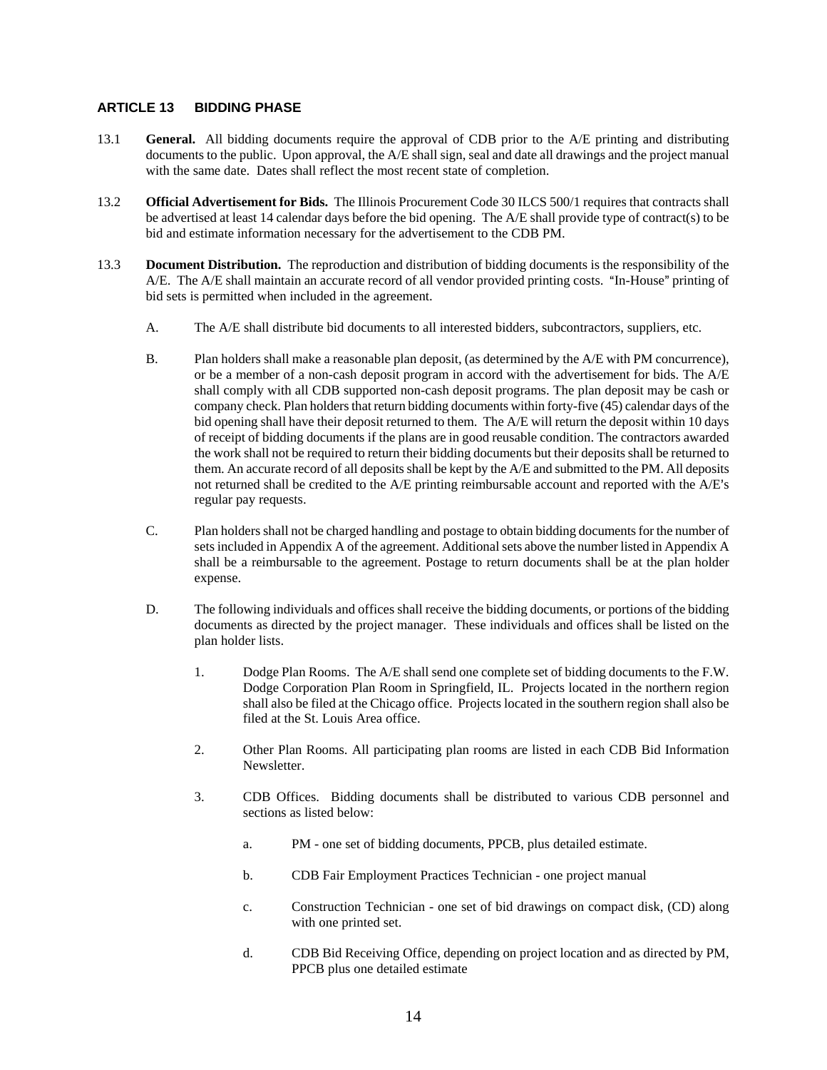## ARTICLE 13 BIDDING PHASE

13.1 **General.** All bidding documents require the approval of CDB prior to the A/E printing and distributing documents to the public. Upon approval, the A/E shall sign, seal and date all drawings and the project manual with the same date. Dates shall reflect the most recent state of completion.

13.2 **Official Advertisement for Bids.** The Illinois Procurement Code 30 ILCS 500/1 requires that contracts shall be advertised at least 14 calendar days before the bid opening. The A/E shall provide type of contract(s) to be bid and estimate information necessary for the advertisement to the CDB PM.

13.3 **Document Distribution.** The reproduction and distribution of bidding documents is the responsibility of the A/E. The A/E shall maintain an accurate record of all vendor provided printing costs. "In-House" printing of bid sets is permitted when included in the agreement.

A. The A/E shall distribute bid documents to all interested bidders, subcontractors, suppliers, etc.

B. Plan holders shall make a reasonable plan deposit, (as determined by the A/E with PM concurrence), or be a member of a non-cash deposit program in accord with the advertisement for bids. The A/E shall comply with all CDB supported non-cash deposit programs. The plan deposit may be cash or company check. Plan holders that return bidding documents within forty-five (45) calendar days of the bid opening shall have their deposit returned to them. The A/E will return the deposit within 10 days of receipt of bidding documents if the plans are in good reusable condition. The contractors awarded the work shall not be required to return their bidding documents but their deposits shall be returned to them. An accurate record of all deposits shall be kept by the A/E and submitted to the PM. All deposits not returned shall be credited to the A/E printing reimbursable account and reported with the A/E's regular pay requests.

C. Plan holders shall not be charged handling and postage to obtain bidding documents for the number of sets included in Appendix A of the agreement. Additional sets above the number listed in Appendix A shall be a reimbursable to the agreement. Postage to return documents shall be at the plan holder expense.

D. The following individuals and offices shall receive the bidding documents, or portions of the bidding documents as directed by the project manager. These individuals and offices shall be listed on the plan holder lists.

1. Dodge Plan Rooms. The A/E shall send one complete set of bidding documents to the F.W. Dodge Corporation Plan Room in Springfield, IL. Projects located in the northern region shall also be filed at the Chicago office. Projects located in the southern region shall also be filed at the St. Louis Area office.

2. Other Plan Rooms. All participating plan rooms are listed in each CDB Bid Information Newsletter.

3. CDB Offices. Bidding documents shall be distributed to various CDB personnel and sections as listed below:

   a. PM - one set of bidding documents, PPCB, plus detailed estimate.

   b. CDB Fair Employment Practices Technician - one project manual

   c. Construction Technician - one set of bid drawings on compact disk, (CD) along with one printed set.

   d. CDB Bid Receiving Office, depending on project location and as directed by PM, PPCB plus one detailed estimate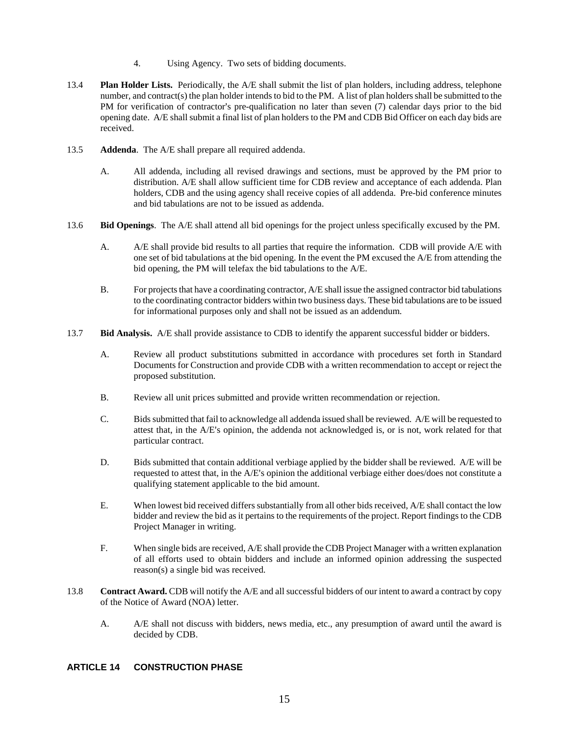4. Using Agency. Two sets of bidding documents.

13.4 **Plan Holder Lists.** Periodically, the A/E shall submit the list of plan holders, including address, telephone number, and contract(s) the plan holder intends to bid to the PM. A list of plan holders shall be submitted to the PM for verification of contractor's pre-qualification no later than seven (7) calendar days prior to the bid opening date. A/E shall submit a final list of plan holders to the PM and CDB Bid Officer on each day bids are received.

13.5 **Addenda**. The A/E shall prepare all required addenda.

A. All addenda, including all revised drawings and sections, must be approved by the PM prior to distribution. A/E shall allow sufficient time for CDB review and acceptance of each addenda. Plan holders, CDB and the using agency shall receive copies of all addenda. Pre-bid conference minutes and bid tabulations are not to be issued as addenda.

13.6 **Bid Openings**. The A/E shall attend all bid openings for the project unless specifically excused by the PM.

A. A/E shall provide bid results to all parties that require the information. CDB will provide A/E with one set of bid tabulations at the bid opening. In the event the PM excused the A/E from attending the bid opening, the PM will telefax the bid tabulations to the A/E.

B. For projects that have a coordinating contractor, A/E shall issue the assigned contractor bid tabulations to the coordinating contractor bidders within two business days. These bid tabulations are to be issued for informational purposes only and shall not be issued as an addendum.

13.7 **Bid Analysis.** A/E shall provide assistance to CDB to identify the apparent successful bidder or bidders.

A. Review all product substitutions submitted in accordance with procedures set forth in Standard Documents for Construction and provide CDB with a written recommendation to accept or reject the proposed substitution.

B. Review all unit prices submitted and provide written recommendation or rejection.

C. Bids submitted that fail to acknowledge all addenda issued shall be reviewed. A/E will be requested to attest that, in the A/E's opinion, the addenda not acknowledged is, or is not, work related for that particular contract.

D. Bids submitted that contain additional verbiage applied by the bidder shall be reviewed. A/E will be requested to attest that, in the A/E's opinion the additional verbiage either does/does not constitute a qualifying statement applicable to the bid amount.

E. When lowest bid received differs substantially from all other bids received, A/E shall contact the low bidder and review the bid as it pertains to the requirements of the project. Report findings to the CDB Project Manager in writing.

F. When single bids are received, A/E shall provide the CDB Project Manager with a written explanation of all efforts used to obtain bidders and include an informed opinion addressing the suspected reason(s) a single bid was received.

13.8 **Contract Award.** CDB will notify the A/E and all successful bidders of our intent to award a contract by copy of the Notice of Award (NOA) letter.

A. A/E shall not discuss with bidders, news media, etc., any presumption of award until the award is decided by CDB.

## ARTICLE 14 CONSTRUCTION PHASE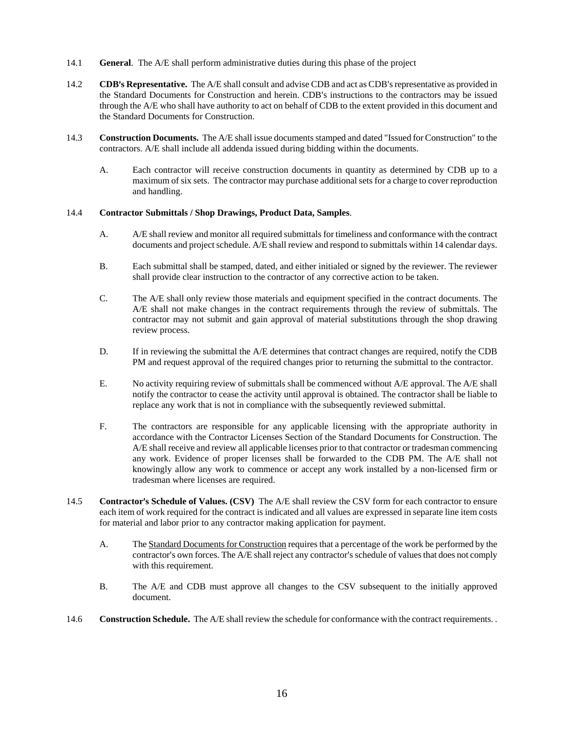14.1 **General**. The A/E shall perform administrative duties during this phase of the project

14.2 **CDB's Representative.** The A/E shall consult and advise CDB and act as CDB's representative as provided in the Standard Documents for Construction and herein. CDB's instructions to the contractors may be issued through the A/E who shall have authority to act on behalf of CDB to the extent provided in this document and the Standard Documents for Construction.

14.3 **Construction Documents.** The A/E shall issue documents stamped and dated "Issued for Construction" to the contractors. A/E shall include all addenda issued during bidding within the documents.

A. Each contractor will receive construction documents in quantity as determined by CDB up to a maximum of six sets. The contractor may purchase additional sets for a charge to cover reproduction and handling.

14.4 **Contractor Submittals / Shop Drawings, Product Data, Samples**.

A. A/E shall review and monitor all required submittals for timeliness and conformance with the contract documents and project schedule. A/E shall review and respond to submittals within 14 calendar days.

B. Each submittal shall be stamped, dated, and either initialed or signed by the reviewer. The reviewer shall provide clear instruction to the contractor of any corrective action to be taken.

C. The A/E shall only review those materials and equipment specified in the contract documents. The A/E shall not make changes in the contract requirements through the review of submittals. The contractor may not submit and gain approval of material substitutions through the shop drawing review process.

D. If in reviewing the submittal the A/E determines that contract changes are required, notify the CDB PM and request approval of the required changes prior to returning the submittal to the contractor.

E. No activity requiring review of submittals shall be commenced without A/E approval. The A/E shall notify the contractor to cease the activity until approval is obtained. The contractor shall be liable to replace any work that is not in compliance with the subsequently reviewed submittal.

F. The contractors are responsible for any applicable licensing with the appropriate authority in accordance with the Contractor Licenses Section of the Standard Documents for Construction. The A/E shall receive and review all applicable licenses prior to that contractor or tradesman commencing any work. Evidence of proper licenses shall be forwarded to the CDB PM. The A/E shall not knowingly allow any work to commence or accept any work installed by a non-licensed firm or tradesman where licenses are required.

14.5 **Contractor's Schedule of Values. (CSV)** The A/E shall review the CSV form for each contractor to ensure each item of work required for the contract is indicated and all values are expressed in separate line item costs for material and labor prior to any contractor making application for payment.

A. The Standard Documents for Construction requires that a percentage of the work be performed by the contractor's own forces. The A/E shall reject any contractor's schedule of values that does not comply with this requirement.

B. The A/E and CDB must approve all changes to the CSV subsequent to the initially approved document.

14.6 **Construction Schedule.** The A/E shall review the schedule for conformance with the contract requirements. .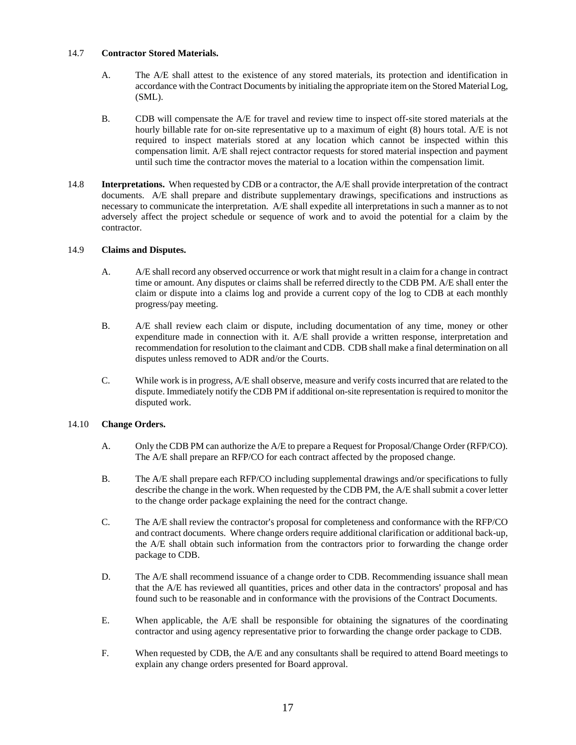14.7 **Contractor Stored Materials.**

A. The A/E shall attest to the existence of any stored materials, its protection and identification in accordance with the Contract Documents by initialing the appropriate item on the Stored Material Log, (SML).

B. CDB will compensate the A/E for travel and review time to inspect off-site stored materials at the hourly billable rate for on-site representative up to a maximum of eight (8) hours total. A/E is not required to inspect materials stored at any location which cannot be inspected within this compensation limit. A/E shall reject contractor requests for stored material inspection and payment until such time the contractor moves the material to a location within the compensation limit.

14.8 **Interpretations.** When requested by CDB or a contractor, the A/E shall provide interpretation of the contract documents. A/E shall prepare and distribute supplementary drawings, specifications and instructions as necessary to communicate the interpretation. A/E shall expedite all interpretations in such a manner as to not adversely affect the project schedule or sequence of work and to avoid the potential for a claim by the contractor.

14.9 **Claims and Disputes.**

A. A/E shall record any observed occurrence or work that might result in a claim for a change in contract time or amount. Any disputes or claims shall be referred directly to the CDB PM. A/E shall enter the claim or dispute into a claims log and provide a current copy of the log to CDB at each monthly progress/pay meeting.

B. A/E shall review each claim or dispute, including documentation of any time, money or other expenditure made in connection with it. A/E shall provide a written response, interpretation and recommendation for resolution to the claimant and CDB. CDB shall make a final determination on all disputes unless removed to ADR and/or the Courts.

C. While work is in progress, A/E shall observe, measure and verify costs incurred that are related to the dispute. Immediately notify the CDB PM if additional on-site representation is required to monitor the disputed work.

14.10 **Change Orders.**

A. Only the CDB PM can authorize the A/E to prepare a Request for Proposal/Change Order (RFP/CO). The A/E shall prepare an RFP/CO for each contract affected by the proposed change.

B. The A/E shall prepare each RFP/CO including supplemental drawings and/or specifications to fully describe the change in the work. When requested by the CDB PM, the A/E shall submit a cover letter to the change order package explaining the need for the contract change.

C. The A/E shall review the contractor's proposal for completeness and conformance with the RFP/CO and contract documents. Where change orders require additional clarification or additional back-up, the A/E shall obtain such information from the contractors prior to forwarding the change order package to CDB.

D. The A/E shall recommend issuance of a change order to CDB. Recommending issuance shall mean that the A/E has reviewed all quantities, prices and other data in the contractors' proposal and has found such to be reasonable and in conformance with the provisions of the Contract Documents.

E. When applicable, the A/E shall be responsible for obtaining the signatures of the coordinating contractor and using agency representative prior to forwarding the change order package to CDB.

F. When requested by CDB, the A/E and any consultants shall be required to attend Board meetings to explain any change orders presented for Board approval.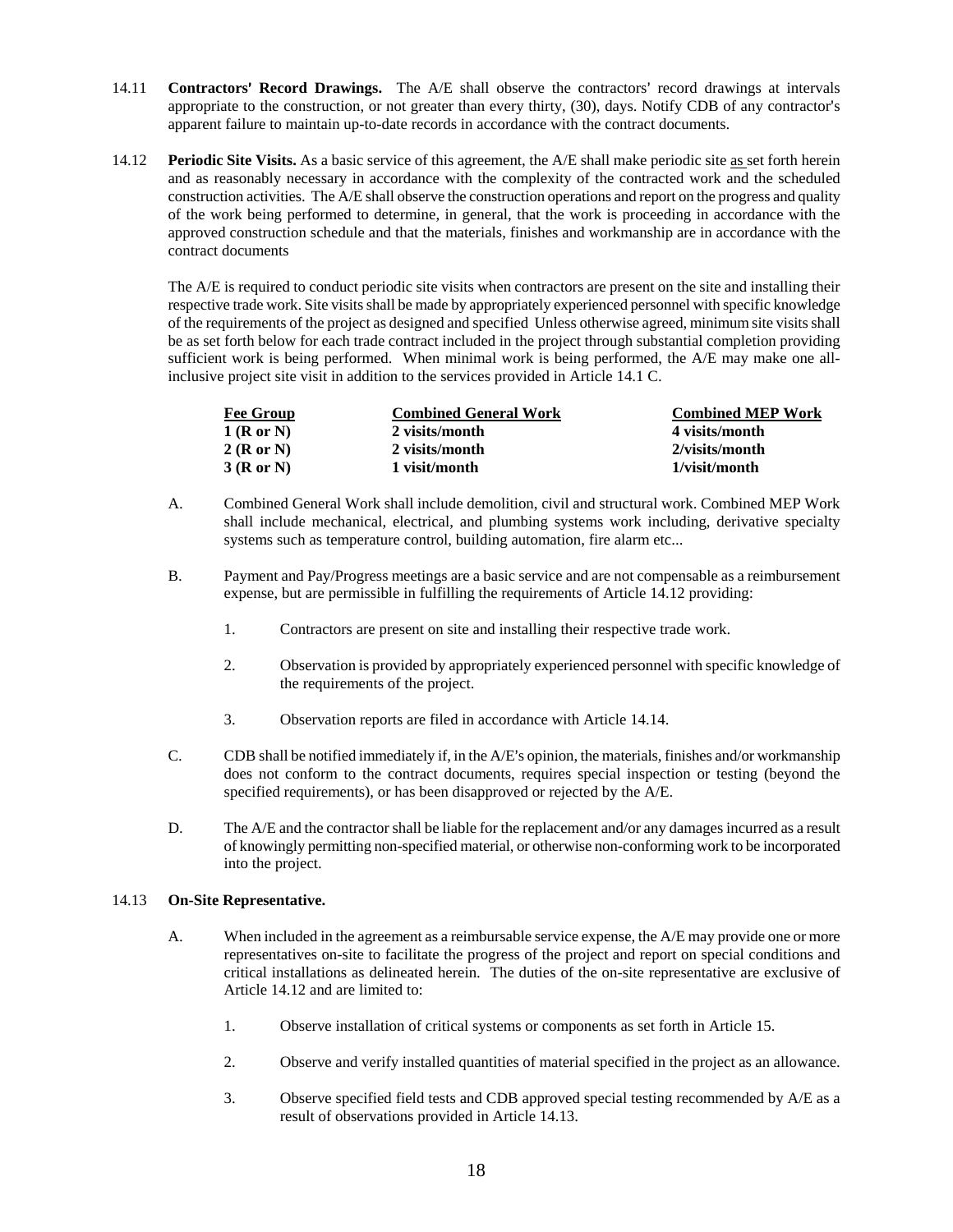14.11 **Contractors' Record Drawings.** The A/E shall observe the contractors' record drawings at intervals appropriate to the construction, or not greater than every thirty, (30), days. Notify CDB of any contractor's apparent failure to maintain up-to-date records in accordance with the contract documents.

14.12 **Periodic Site Visits.** As a basic service of this agreement, the A/E shall make periodic site as set forth herein and as reasonably necessary in accordance with the complexity of the contracted work and the scheduled construction activities. The A/E shall observe the construction operations and report on the progress and quality of the work being performed to determine, in general, that the work is proceeding in accordance with the approved construction schedule and that the materials, finishes and workmanship are in accordance with the contract documents

The A/E is required to conduct periodic site visits when contractors are present on the site and installing their respective trade work. Site visits shall be made by appropriately experienced personnel with specific knowledge of the requirements of the project as designed and specified Unless otherwise agreed, minimum site visits shall be as set forth below for each trade contract included in the project through substantial completion providing sufficient work is being performed. When minimal work is being performed, the A/E may make one all-inclusive project site visit in addition to the services provided in Article 14.1 C.

| Fee Group | Combined General Work | Combined MEP Work |
|---|---|---|
| **1 (R or N)** | **2 visits/month** | **4 visits/month** |
| **2 (R or N)** | **2 visits/month** | **2/visits/month** |
| **3 (R or N)** | **1 visit/month** | **1/visit/month** |

A. Combined General Work shall include demolition, civil and structural work. Combined MEP Work shall include mechanical, electrical, and plumbing systems work including, derivative specialty systems such as temperature control, building automation, fire alarm etc...

B. Payment and Pay/Progress meetings are a basic service and are not compensable as a reimbursement expense, but are permissible in fulfilling the requirements of Article 14.12 providing:

1. Contractors are present on site and installing their respective trade work.

2. Observation is provided by appropriately experienced personnel with specific knowledge of the requirements of the project.

3. Observation reports are filed in accordance with Article 14.14.

C. CDB shall be notified immediately if, in the A/E's opinion, the materials, finishes and/or workmanship does not conform to the contract documents, requires special inspection or testing (beyond the specified requirements), or has been disapproved or rejected by the A/E.

D. The A/E and the contractor shall be liable for the replacement and/or any damages incurred as a result of knowingly permitting non-specified material, or otherwise non-conforming work to be incorporated into the project.

14.13 **On-Site Representative.**

A. When included in the agreement as a reimbursable service expense, the A/E may provide one or more representatives on-site to facilitate the progress of the project and report on special conditions and critical installations as delineated herein. The duties of the on-site representative are exclusive of Article 14.12 and are limited to:

1. Observe installation of critical systems or components as set forth in Article 15.

2. Observe and verify installed quantities of material specified in the project as an allowance.

3. Observe specified field tests and CDB approved special testing recommended by A/E as a result of observations provided in Article 14.13.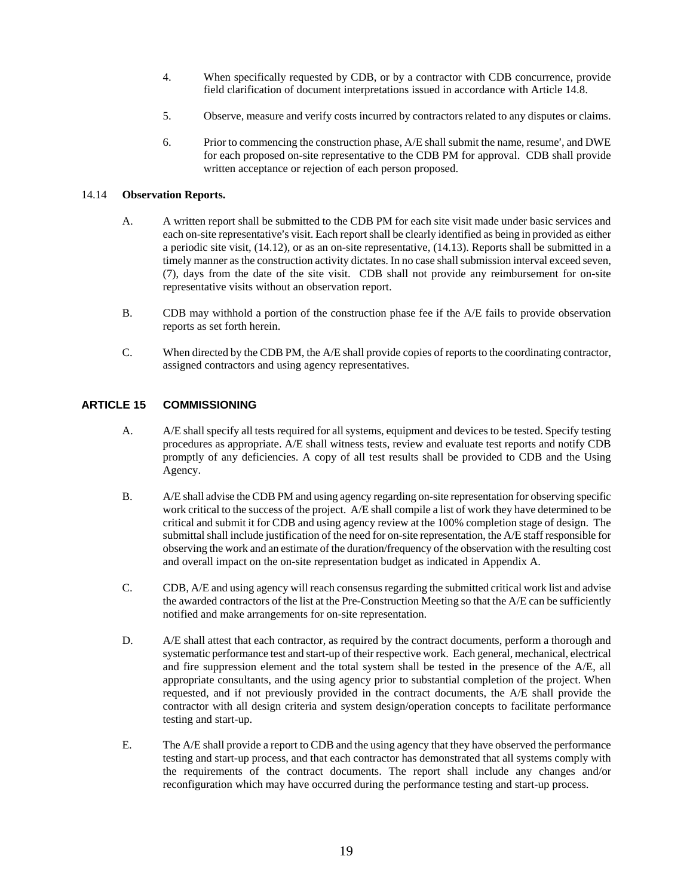4. When specifically requested by CDB, or by a contractor with CDB concurrence, provide field clarification of document interpretations issued in accordance with Article 14.8.

5. Observe, measure and verify costs incurred by contractors related to any disputes or claims.

6. Prior to commencing the construction phase, A/E shall submit the name, resume', and DWE for each proposed on-site representative to the CDB PM for approval. CDB shall provide written acceptance or rejection of each person proposed.

14.14 **Observation Reports.**

A. A written report shall be submitted to the CDB PM for each site visit made under basic services and each on-site representative's visit. Each report shall be clearly identified as being in provided as either a periodic site visit, (14.12), or as an on-site representative, (14.13). Reports shall be submitted in a timely manner as the construction activity dictates. In no case shall submission interval exceed seven, (7), days from the date of the site visit. CDB shall not provide any reimbursement for on-site representative visits without an observation report.

B. CDB may withhold a portion of the construction phase fee if the A/E fails to provide observation reports as set forth herein.

C. When directed by the CDB PM, the A/E shall provide copies of reports to the coordinating contractor, assigned contractors and using agency representatives.

## ARTICLE 15 COMMISSIONING

A. A/E shall specify all tests required for all systems, equipment and devices to be tested. Specify testing procedures as appropriate. A/E shall witness tests, review and evaluate test reports and notify CDB promptly of any deficiencies. A copy of all test results shall be provided to CDB and the Using Agency.

B. A/E shall advise the CDB PM and using agency regarding on-site representation for observing specific work critical to the success of the project. A/E shall compile a list of work they have determined to be critical and submit it for CDB and using agency review at the 100% completion stage of design. The submittal shall include justification of the need for on-site representation, the A/E staff responsible for observing the work and an estimate of the duration/frequency of the observation with the resulting cost and overall impact on the on-site representation budget as indicated in Appendix A.

C. CDB, A/E and using agency will reach consensus regarding the submitted critical work list and advise the awarded contractors of the list at the Pre-Construction Meeting so that the A/E can be sufficiently notified and make arrangements for on-site representation.

D. A/E shall attest that each contractor, as required by the contract documents, perform a thorough and systematic performance test and start-up of their respective work. Each general, mechanical, electrical and fire suppression element and the total system shall be tested in the presence of the A/E, all appropriate consultants, and the using agency prior to substantial completion of the project. When requested, and if not previously provided in the contract documents, the A/E shall provide the contractor with all design criteria and system design/operation concepts to facilitate performance testing and start-up.

E. The A/E shall provide a report to CDB and the using agency that they have observed the performance testing and start-up process, and that each contractor has demonstrated that all systems comply with the requirements of the contract documents. The report shall include any changes and/or reconfiguration which may have occurred during the performance testing and start-up process.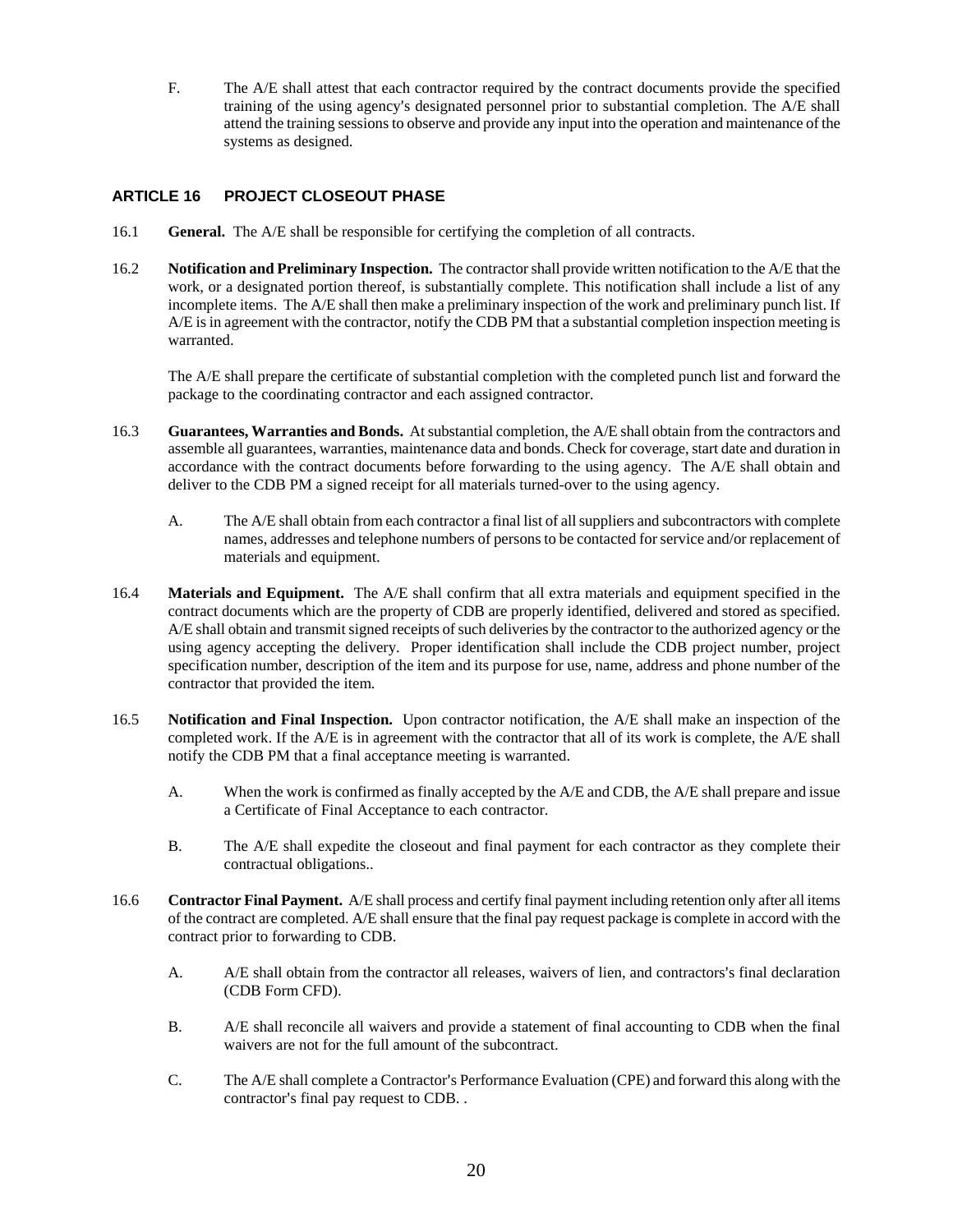F. The A/E shall attest that each contractor required by the contract documents provide the specified training of the using agency's designated personnel prior to substantial completion. The A/E shall attend the training sessions to observe and provide any input into the operation and maintenance of the systems as designed.

## ARTICLE 16 PROJECT CLOSEOUT PHASE

16.1 **General.** The A/E shall be responsible for certifying the completion of all contracts.

16.2 **Notification and Preliminary Inspection.** The contractor shall provide written notification to the A/E that the work, or a designated portion thereof, is substantially complete. This notification shall include a list of any incomplete items. The A/E shall then make a preliminary inspection of the work and preliminary punch list. If A/E is in agreement with the contractor, notify the CDB PM that a substantial completion inspection meeting is warranted.

The A/E shall prepare the certificate of substantial completion with the completed punch list and forward the package to the coordinating contractor and each assigned contractor.

16.3 **Guarantees, Warranties and Bonds.** At substantial completion, the A/E shall obtain from the contractors and assemble all guarantees, warranties, maintenance data and bonds. Check for coverage, start date and duration in accordance with the contract documents before forwarding to the using agency. The A/E shall obtain and deliver to the CDB PM a signed receipt for all materials turned-over to the using agency.

A. The A/E shall obtain from each contractor a final list of all suppliers and subcontractors with complete names, addresses and telephone numbers of persons to be contacted for service and/or replacement of materials and equipment.

16.4 **Materials and Equipment.** The A/E shall confirm that all extra materials and equipment specified in the contract documents which are the property of CDB are properly identified, delivered and stored as specified. A/E shall obtain and transmit signed receipts of such deliveries by the contractor to the authorized agency or the using agency accepting the delivery. Proper identification shall include the CDB project number, project specification number, description of the item and its purpose for use, name, address and phone number of the contractor that provided the item.

16.5 **Notification and Final Inspection.** Upon contractor notification, the A/E shall make an inspection of the completed work. If the A/E is in agreement with the contractor that all of its work is complete, the A/E shall notify the CDB PM that a final acceptance meeting is warranted.

A. When the work is confirmed as finally accepted by the A/E and CDB, the A/E shall prepare and issue a Certificate of Final Acceptance to each contractor.

B. The A/E shall expedite the closeout and final payment for each contractor as they complete their contractual obligations..

16.6 **Contractor Final Payment.** A/E shall process and certify final payment including retention only after all items of the contract are completed. A/E shall ensure that the final pay request package is complete in accord with the contract prior to forwarding to CDB.

A. A/E shall obtain from the contractor all releases, waivers of lien, and contractors's final declaration (CDB Form CFD).

B. A/E shall reconcile all waivers and provide a statement of final accounting to CDB when the final waivers are not for the full amount of the subcontract.

C. The A/E shall complete a Contractor's Performance Evaluation (CPE) and forward this along with the contractor's final pay request to CDB. .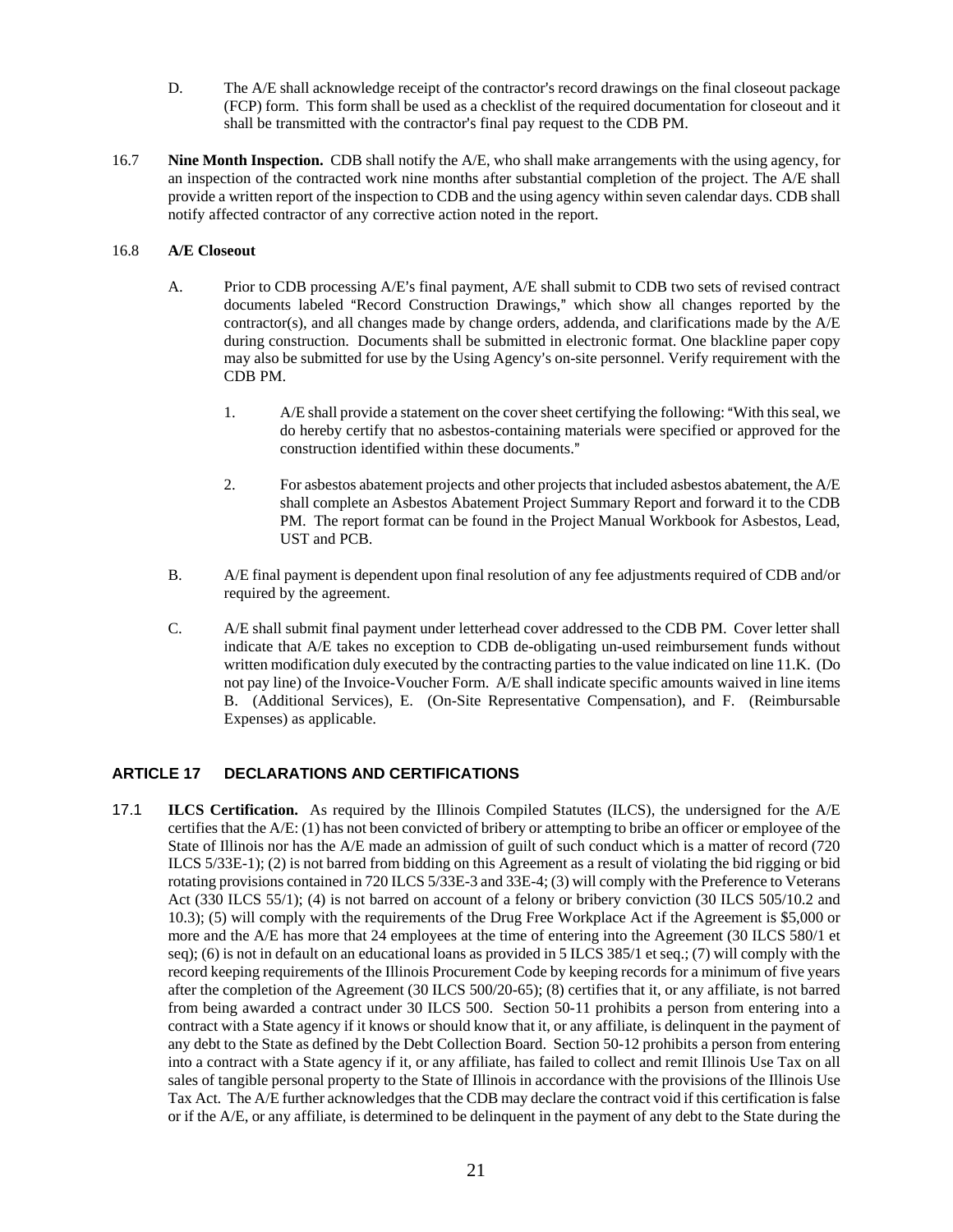D. The A/E shall acknowledge receipt of the contractor's record drawings on the final closeout package (FCP) form. This form shall be used as a checklist of the required documentation for closeout and it shall be transmitted with the contractor's final pay request to the CDB PM.

16.7 **Nine Month Inspection.** CDB shall notify the A/E, who shall make arrangements with the using agency, for an inspection of the contracted work nine months after substantial completion of the project. The A/E shall provide a written report of the inspection to CDB and the using agency within seven calendar days. CDB shall notify affected contractor of any corrective action noted in the report.

16.8 **A/E Closeout**

A. Prior to CDB processing A/E's final payment, A/E shall submit to CDB two sets of revised contract documents labeled "Record Construction Drawings," which show all changes reported by the contractor(s), and all changes made by change orders, addenda, and clarifications made by the A/E during construction. Documents shall be submitted in electronic format. One blackline paper copy may also be submitted for use by the Using Agency's on-site personnel. Verify requirement with the CDB PM.

1. A/E shall provide a statement on the cover sheet certifying the following: "With this seal, we do hereby certify that no asbestos-containing materials were specified or approved for the construction identified within these documents."

2. For asbestos abatement projects and other projects that included asbestos abatement, the A/E shall complete an Asbestos Abatement Project Summary Report and forward it to the CDB PM. The report format can be found in the Project Manual Workbook for Asbestos, Lead, UST and PCB.

B. A/E final payment is dependent upon final resolution of any fee adjustments required of CDB and/or required by the agreement.

C. A/E shall submit final payment under letterhead cover addressed to the CDB PM. Cover letter shall indicate that A/E takes no exception to CDB de-obligating un-used reimbursement funds without written modification duly executed by the contracting parties to the value indicated on line 11.K. (Do not pay line) of the Invoice-Voucher Form. A/E shall indicate specific amounts waived in line items B. (Additional Services), E. (On-Site Representative Compensation), and F. (Reimbursable Expenses) as applicable.

## ARTICLE 17 DECLARATIONS AND CERTIFICATIONS

17.1 **ILCS Certification.** As required by the Illinois Compiled Statutes (ILCS), the undersigned for the A/E certifies that the A/E: (1) has not been convicted of bribery or attempting to bribe an officer or employee of the State of Illinois nor has the A/E made an admission of guilt of such conduct which is a matter of record (720 ILCS 5/33E-1); (2) is not barred from bidding on this Agreement as a result of violating the bid rigging or bid rotating provisions contained in 720 ILCS 5/33E-3 and 33E-4; (3) will comply with the Preference to Veterans Act (330 ILCS 55/1); (4) is not barred on account of a felony or bribery conviction (30 ILCS 505/10.2 and 10.3); (5) will comply with the requirements of the Drug Free Workplace Act if the Agreement is $5,000 or more and the A/E has more that 24 employees at the time of entering into the Agreement (30 ILCS 580/1 et seq); (6) is not in default on an educational loans as provided in 5 ILCS 385/1 et seq.; (7) will comply with the record keeping requirements of the Illinois Procurement Code by keeping records for a minimum of five years after the completion of the Agreement (30 ILCS 500/20-65); (8) certifies that it, or any affiliate, is not barred from being awarded a contract under 30 ILCS 500. Section 50-11 prohibits a person from entering into a contract with a State agency if it knows or should know that it, or any affiliate, is delinquent in the payment of any debt to the State as defined by the Debt Collection Board. Section 50-12 prohibits a person from entering into a contract with a State agency if it, or any affiliate, has failed to collect and remit Illinois Use Tax on all sales of tangible personal property to the State of Illinois in accordance with the provisions of the Illinois Use Tax Act. The A/E further acknowledges that the CDB may declare the contract void if this certification is false or if the A/E, or any affiliate, is determined to be delinquent in the payment of any debt to the State during the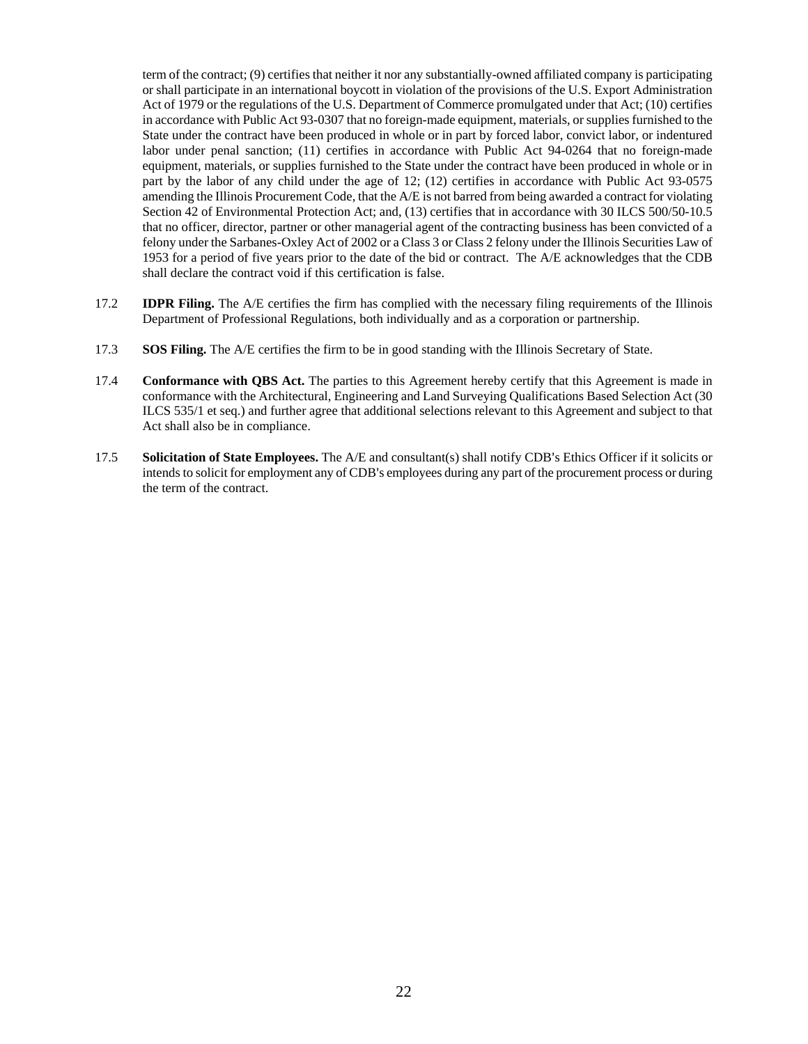term of the contract; (9) certifies that neither it nor any substantially-owned affiliated company is participating or shall participate in an international boycott in violation of the provisions of the U.S. Export Administration Act of 1979 or the regulations of the U.S. Department of Commerce promulgated under that Act; (10) certifies in accordance with Public Act 93-0307 that no foreign-made equipment, materials, or supplies furnished to the State under the contract have been produced in whole or in part by forced labor, convict labor, or indentured labor under penal sanction; (11) certifies in accordance with Public Act 94-0264 that no foreign-made equipment, materials, or supplies furnished to the State under the contract have been produced in whole or in part by the labor of any child under the age of 12; (12) certifies in accordance with Public Act 93-0575 amending the Illinois Procurement Code, that the A/E is not barred from being awarded a contract for violating Section 42 of Environmental Protection Act; and, (13) certifies that in accordance with 30 ILCS 500/50-10.5 that no officer, director, partner or other managerial agent of the contracting business has been convicted of a felony under the Sarbanes-Oxley Act of 2002 or a Class 3 or Class 2 felony under the Illinois Securities Law of 1953 for a period of five years prior to the date of the bid or contract. The A/E acknowledges that the CDB shall declare the contract void if this certification is false.

17.2 **IDPR Filing.** The A/E certifies the firm has complied with the necessary filing requirements of the Illinois Department of Professional Regulations, both individually and as a corporation or partnership.

17.3 **SOS Filing.** The A/E certifies the firm to be in good standing with the Illinois Secretary of State.

17.4 **Conformance with QBS Act.** The parties to this Agreement hereby certify that this Agreement is made in conformance with the Architectural, Engineering and Land Surveying Qualifications Based Selection Act (30 ILCS 535/1 et seq.) and further agree that additional selections relevant to this Agreement and subject to that Act shall also be in compliance.

17.5 **Solicitation of State Employees.** The A/E and consultant(s) shall notify CDB's Ethics Officer if it solicits or intends to solicit for employment any of CDB's employees during any part of the procurement process or during the term of the contract.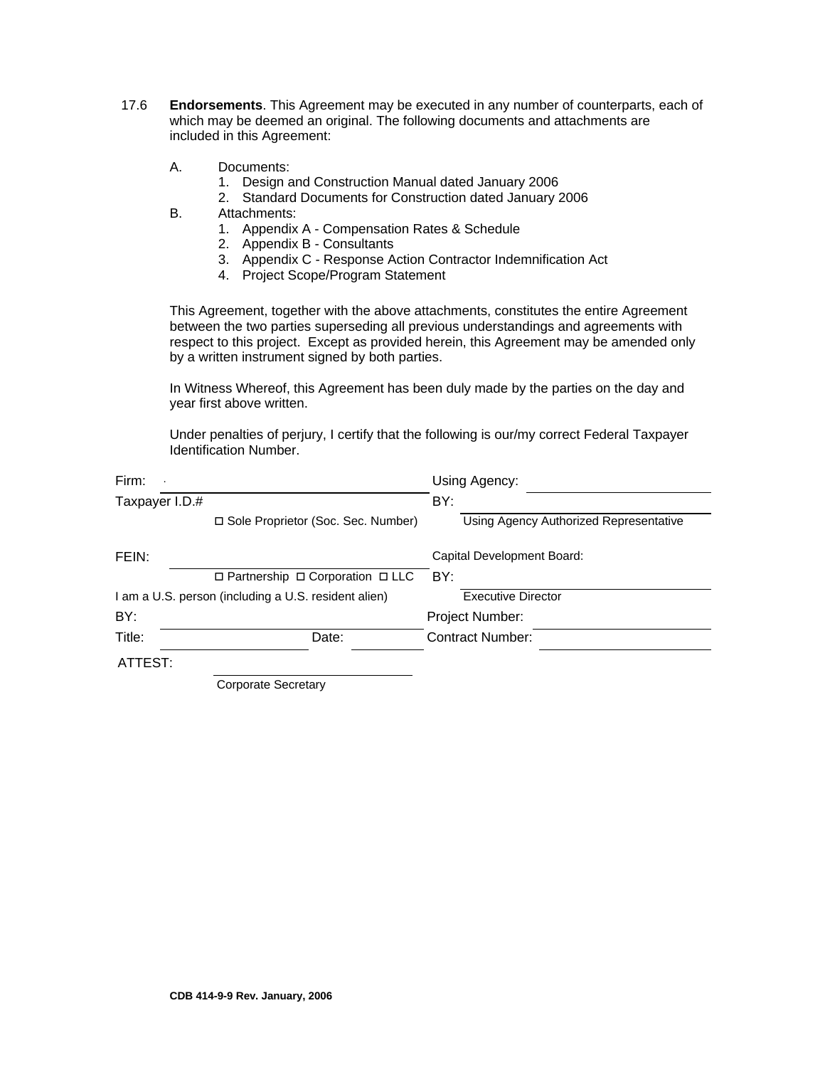17.6 **Endorsements**. This Agreement may be executed in any number of counterparts, each of which may be deemed an original. The following documents and attachments are included in this Agreement:

A. Documents:
   1. Design and Construction Manual dated January 2006
   2. Standard Documents for Construction dated January 2006

B. Attachments:
   1. Appendix A - Compensation Rates & Schedule
   2. Appendix B - Consultants
   3. Appendix C - Response Action Contractor Indemnification Act
   4. Project Scope/Program Statement

This Agreement, together with the above attachments, constitutes the entire Agreement between the two parties superseding all previous understandings and agreements with respect to this project. Except as provided herein, this Agreement may be amended only by a written instrument signed by both parties.

In Witness Whereof, this Agreement has been duly made by the parties on the day and year first above written.

Under penalties of perjury, I certify that the following is our/my correct Federal Taxpayer Identification Number.

| | |
|---|---|
| Firm: ______________________ | Using Agency: ______________________ |
| Taxpayer I.D.# | BY: ______________________ |
| ☐ Sole Proprietor (Soc. Sec. Number) | Using Agency Authorized Representative |
| FEIN: ______________________ | Capital Development Board: |
| ☐ Partnership ☐ Corporation ☐ LLC | BY: ______________________ |
| I am a U.S. person (including a U.S. resident alien) | Executive Director |
| BY: ______________________ | Project Number: ______________________ |
| Title: ______________ Date: ________ | Contract Number: ______________________ |
| ATTEST: ______________________ | |
| Corporate Secretary | |

CDB 414-9-9 Rev. January, 2006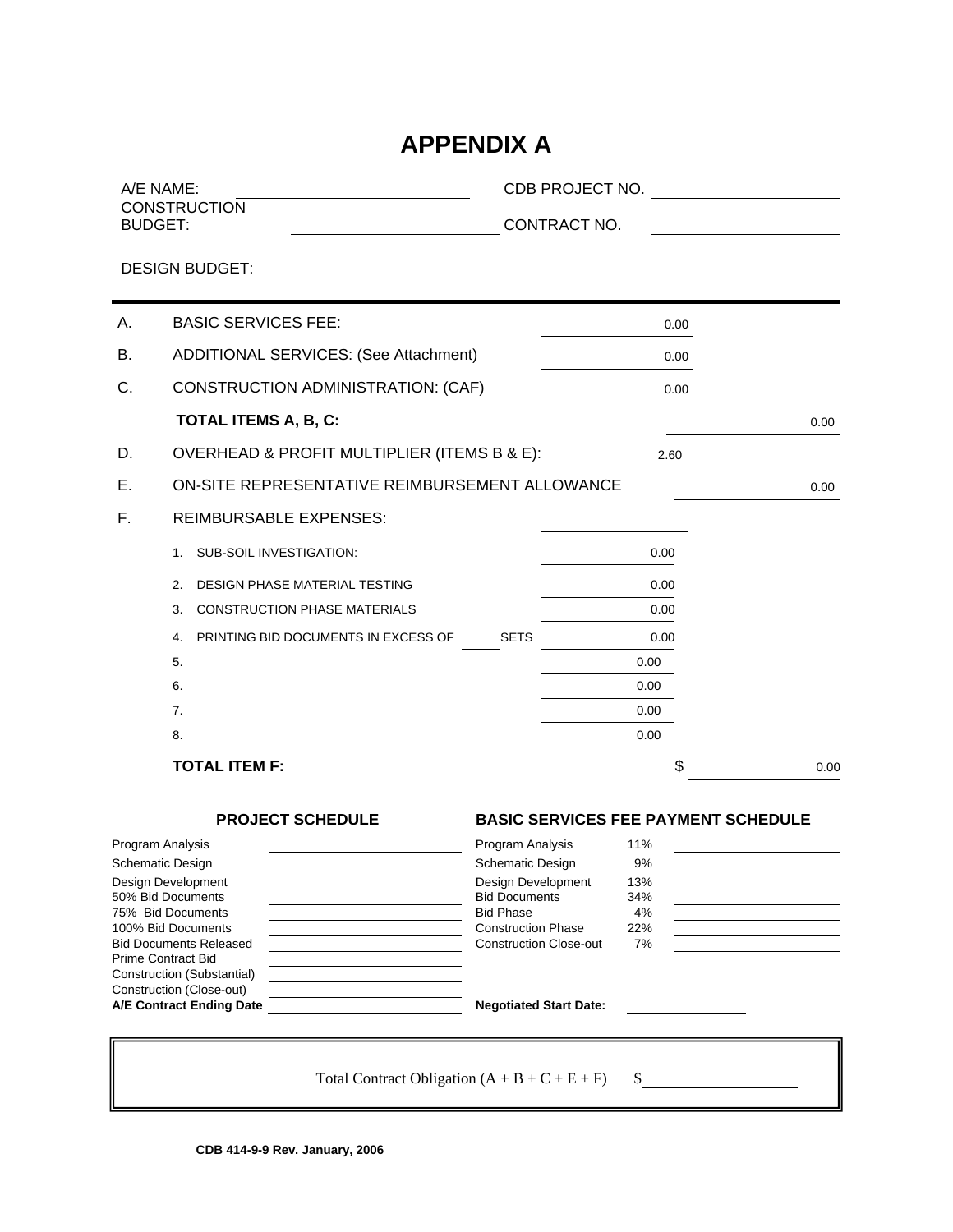# APPENDIX A

A/E NAME: ____________________ CDB PROJECT NO. ____________________

CONSTRUCTION BUDGET: ____________________ CONTRACT NO. ____________________

DESIGN BUDGET: ____________________

---

| | | | |
|---|---|---|---|
| A. | BASIC SERVICES FEE: | 0.00 | |
| B. | ADDITIONAL SERVICES: (See Attachment) | 0.00 | |
| C. | CONSTRUCTION ADMINISTRATION: (CAF) | 0.00 | |
| | **TOTAL ITEMS A, B, C:** | | 0.00 |
| D. | OVERHEAD & PROFIT MULTIPLIER (ITEMS B & E): | 2.60 | |
| E. | ON-SITE REPRESENTATIVE REIMBURSEMENT ALLOWANCE | | 0.00 |
| F. | REIMBURSABLE EXPENSES: | | |
| | 1. SUB-SOIL INVESTIGATION: | 0.00 | |
| | 2. DESIGN PHASE MATERIAL TESTING | 0.00 | |
| | 3. CONSTRUCTION PHASE MATERIALS | 0.00 | |
| | 4. PRINTING BID DOCUMENTS IN EXCESS OF ____ SETS | 0.00 | |
| | 5. | 0.00 | |
| | 6. | 0.00 | |
| | 7. | 0.00 | |
| | 8. | 0.00 | |
| | **TOTAL ITEM F:** | $ | 0.00 |

| PROJECT SCHEDULE | | BASIC SERVICES FEE PAYMENT SCHEDULE | | |
|---|---|---|---|---|
| Program Analysis | | Program Analysis | 11% | |
| Schematic Design | | Schematic Design | 9% | |
| Design Development | | Design Development | 13% | |
| 50% Bid Documents | | Bid Documents | 34% | |
| 75% Bid Documents | | Bid Phase | 4% | |
| 100% Bid Documents | | Construction Phase | 22% | |
| Bid Documents Released | | Construction Close-out | 7% | |
| Prime Contract Bid | | | | |
| Construction (Substantial) | | | | |
| Construction (Close-out) | | | | |
| **A/E Contract Ending Date** | | **Negotiated Start Date:** | | |

Total Contract Obligation (A + B + C + E + F) $ ____________________

**CDB 414-9-9 Rev. January, 2006**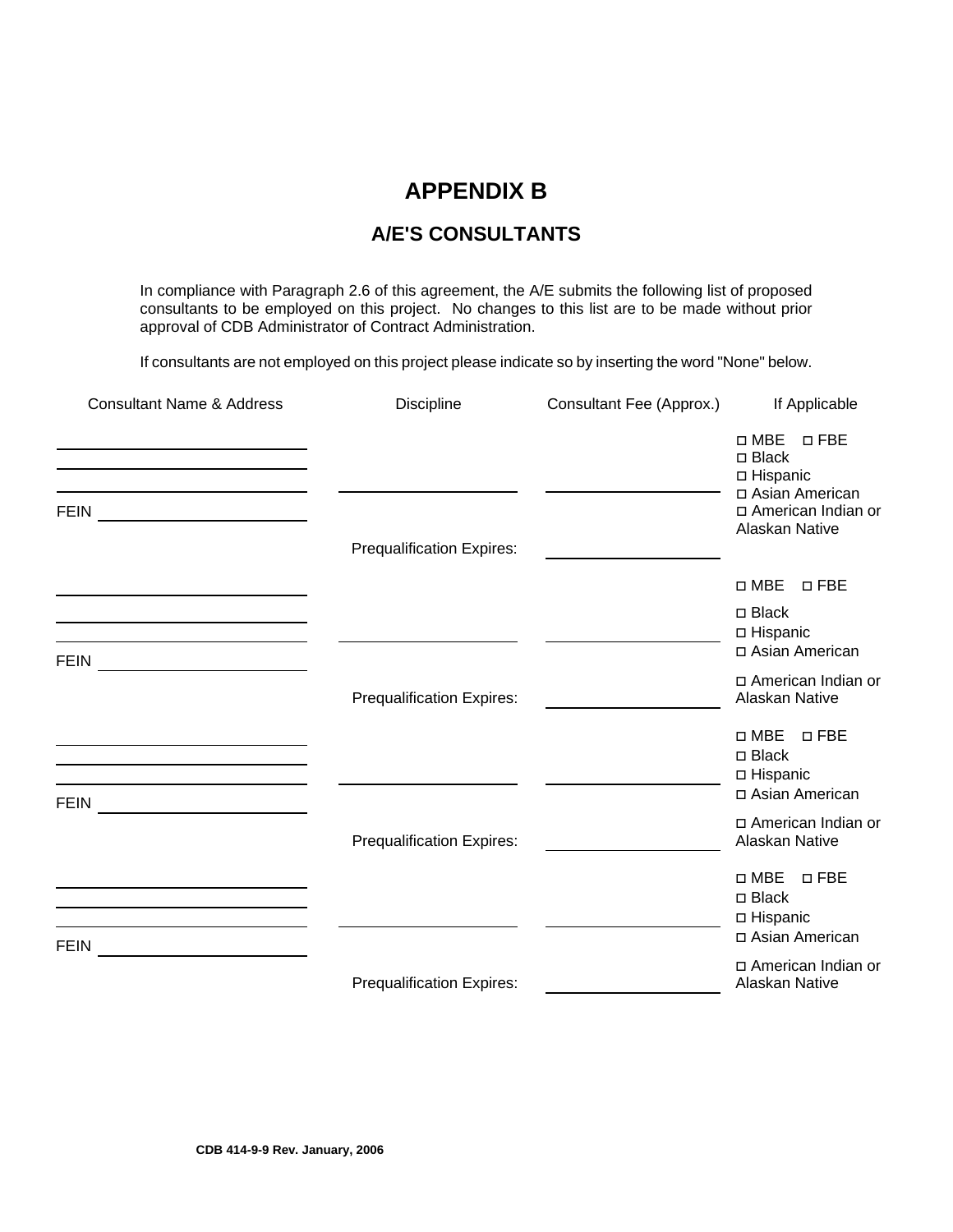# APPENDIX B

## A/E'S CONSULTANTS

In compliance with Paragraph 2.6 of this agreement, the A/E submits the following list of proposed consultants to be employed on this project. No changes to this list are to be made without prior approval of CDB Administrator of Contract Administration.

If consultants are not employed on this project please indicate so by inserting the word "None" below.

| Consultant Name & Address | Discipline | Consultant Fee (Approx.) | If Applicable |
|---|---|---|---|
| ______________________<br>______________________<br>______________________<br>FEIN ________________ | ______________<br><br>Prequalification Expires: | ______________<br><br>______________ | ◻ MBE ◻ FBE<br>◻ Black<br>◻ Hispanic<br>◻ Asian American<br>◻ American Indian or Alaskan Native |
| ______________________<br>______________________<br>______________________<br>FEIN ________________ | ______________<br><br>Prequalification Expires: | ______________<br><br>______________ | ◻ MBE ◻ FBE<br>◻ Black<br>◻ Hispanic<br>◻ Asian American<br>◻ American Indian or Alaskan Native |
| ______________________<br>______________________<br>______________________<br>FEIN ________________ | ______________<br><br>Prequalification Expires: | ______________<br><br>______________ | ◻ MBE ◻ FBE<br>◻ Black<br>◻ Hispanic<br>◻ Asian American<br>◻ American Indian or Alaskan Native |
| ______________________<br>______________________<br>______________________<br>FEIN ________________ | ______________<br><br>Prequalification Expires: | ______________<br><br>______________ | ◻ MBE ◻ FBE<br>◻ Black<br>◻ Hispanic<br>◻ Asian American<br>◻ American Indian or Alaskan Native |

**CDB 414-9-9 Rev. January, 2006**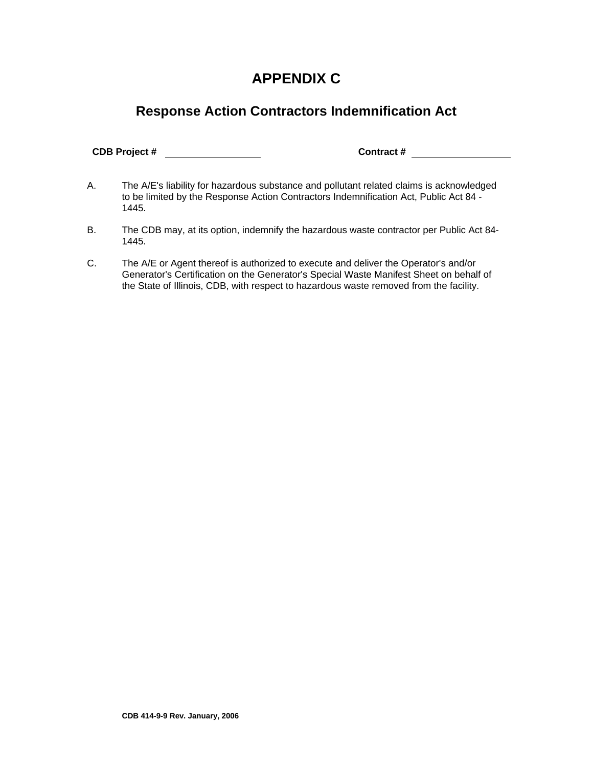# APPENDIX C

## Response Action Contractors Indemnification Act

**CDB Project #** ____________ **Contract #** ____________

A. The A/E's liability for hazardous substance and pollutant related claims is acknowledged to be limited by the Response Action Contractors Indemnification Act, Public Act 84 - 1445.

B. The CDB may, at its option, indemnify the hazardous waste contractor per Public Act 84-1445.

C. The A/E or Agent thereof is authorized to execute and deliver the Operator's and/or Generator's Certification on the Generator's Special Waste Manifest Sheet on behalf of the State of Illinois, CDB, with respect to hazardous waste removed from the facility.

**CDB 414-9-9 Rev. January, 2006**